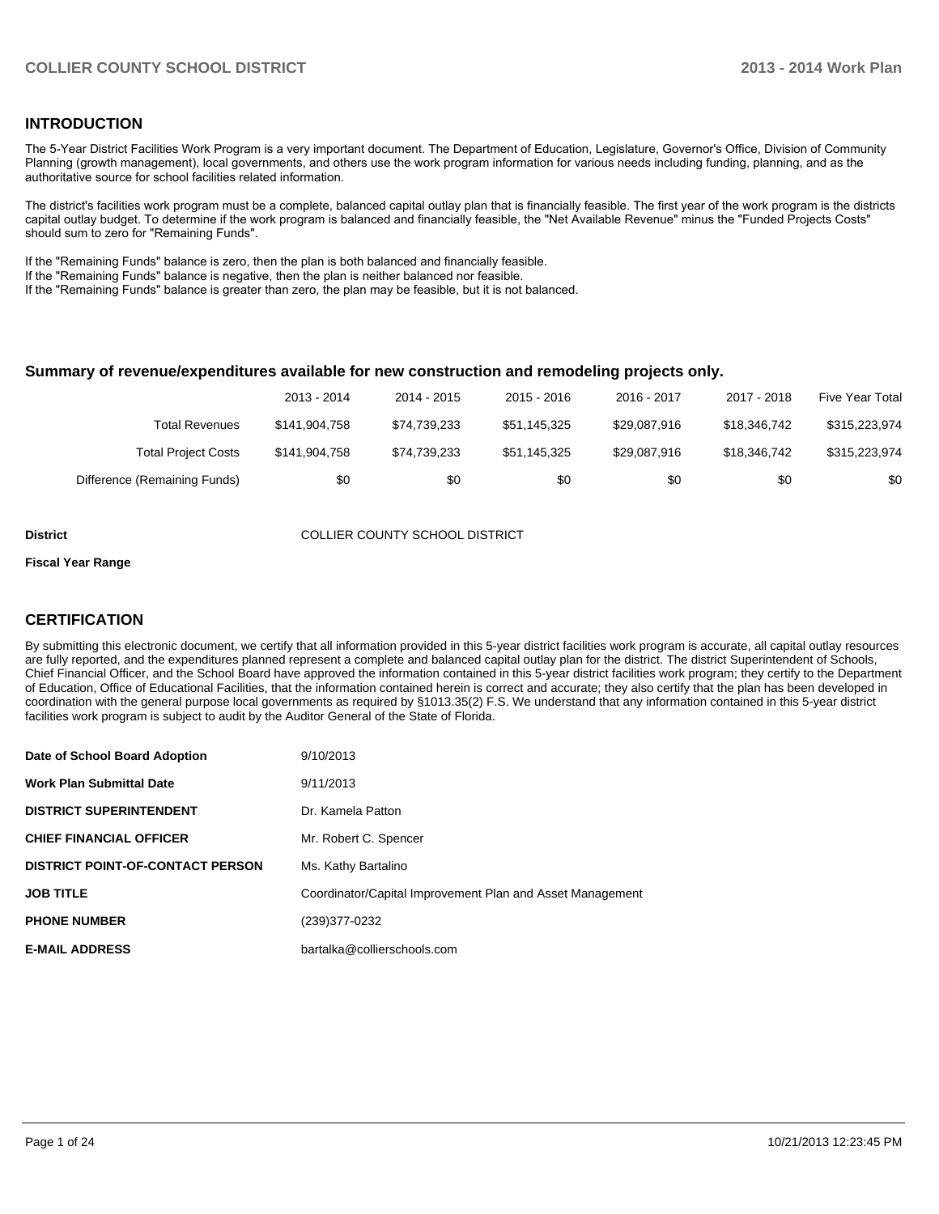## INTRODUCTION

The 5-Year District Facilities Work Program is a very important document. The Department of Education, Legislature, Governor's Office, Division of Community Planning (growth management), local governments, and others use the work program information for various needs including funding, planning, and as the authoritative source for school facilities related information.

The district's facilities work program must be a complete, balanced capital outlay plan that is financially feasible. The first year of the work program is the districts capital outlay budget. To determine if the work program is balanced and financially feasible, the "Net Available Revenue" minus the "Funded Projects Costs" should sum to zero for "Remaining Funds".

If the "Remaining Funds" balance is zero, then the plan is both balanced and financially feasible.
If the "Remaining Funds" balance is negative, then the plan is neither balanced nor feasible.
If the "Remaining Funds" balance is greater than zero, the plan may be feasible, but it is not balanced.

### Summary of revenue/expenditures available for new construction and remodeling projects only.

| | 2013 - 2014 | 2014 - 2015 | 2015 - 2016 | 2016 - 2017 | 2017 - 2018 | Five Year Total |
|---|---|---|---|---|---|---|
| Total Revenues | $141,904,758 | $74,739,233 | $51,145,325 | $29,087,916 | $18,346,742 | $315,223,974 |
| Total Project Costs | $141,904,758 | $74,739,233 | $51,145,325 | $29,087,916 | $18,346,742 | $315,223,974 |
| Difference (Remaining Funds) | $0 | $0 | $0 | $0 | $0 | $0 |

**District** COLLIER COUNTY SCHOOL DISTRICT

**Fiscal Year Range**

## CERTIFICATION

By submitting this electronic document, we certify that all information provided in this 5-year district facilities work program is accurate, all capital outlay resources are fully reported, and the expenditures planned represent a complete and balanced capital outlay plan for the district. The district Superintendent of Schools, Chief Financial Officer, and the School Board have approved the information contained in this 5-year district facilities work program; they certify to the Department of Education, Office of Educational Facilities, that the information contained herein is correct and accurate; they also certify that the plan has been developed in coordination with the general purpose local governments as required by §1013.35(2) F.S. We understand that any information contained in this 5-year district facilities work program is subject to audit by the Auditor General of the State of Florida.

| | |
|---|---|
| **Date of School Board Adoption** | 9/10/2013 |
| **Work Plan Submittal Date** | 9/11/2013 |
| **DISTRICT SUPERINTENDENT** | Dr. Kamela Patton |
| **CHIEF FINANCIAL OFFICER** | Mr. Robert C. Spencer |
| **DISTRICT POINT-OF-CONTACT PERSON** | Ms. Kathy Bartalino |
| **JOB TITLE** | Coordinator/Capital Improvement Plan and Asset Management |
| **PHONE NUMBER** | (239)377-0232 |
| **E-MAIL ADDRESS** | bartalka@collierschools.com |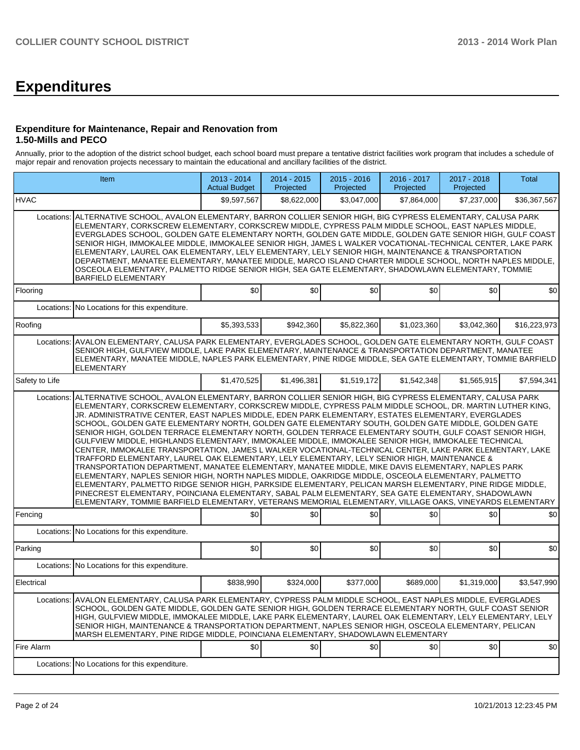# Expenditures

### Expenditure for Maintenance, Repair and Renovation from 1.50-Mills and PECO

Annually, prior to the adoption of the district school budget, each school board must prepare a tentative district facilities work program that includes a schedule of major repair and renovation projects necessary to maintain the educational and ancillary facilities of the district.

| Item | | 2013 - 2014 Actual Budget | 2014 - 2015 Projected | 2015 - 2016 Projected | 2016 - 2017 Projected | 2017 - 2018 Projected | Total |
|---|---|---|---|---|---|---|---|
| HVAC | | $9,597,567 | $8,622,000 | $3,047,000 | $7,864,000 | $7,237,000 | $36,367,567 |
| Locations: | ALTERNATIVE SCHOOL, AVALON ELEMENTARY, BARRON COLLIER SENIOR HIGH, BIG CYPRESS ELEMENTARY, CALUSA PARK ELEMENTARY, CORKSCREW ELEMENTARY, CORKSCREW MIDDLE, CYPRESS PALM MIDDLE SCHOOL, EAST NAPLES MIDDLE, EVERGLADES SCHOOL, GOLDEN GATE ELEMENTARY NORTH, GOLDEN GATE MIDDLE, GOLDEN GATE SENIOR HIGH, GULF COAST SENIOR HIGH, IMMOKALEE MIDDLE, IMMOKALEE SENIOR HIGH, JAMES L WALKER VOCATIONAL-TECHNICAL CENTER, LAKE PARK ELEMENTARY, LAUREL OAK ELEMENTARY, LELY ELEMENTARY, LELY SENIOR HIGH, MAINTENANCE & TRANSPORTATION DEPARTMENT, MANATEE ELEMENTARY, MANATEE MIDDLE, MARCO ISLAND CHARTER MIDDLE SCHOOL, NORTH NAPLES MIDDLE, OSCEOLA ELEMENTARY, PALMETTO RIDGE SENIOR HIGH, SEA GATE ELEMENTARY, SHADOWLAWN ELEMENTARY, TOMMIE BARFIELD ELEMENTARY | | | | | | |
| Flooring | | $0 | $0 | $0 | $0 | $0 | $0 |
| Locations: | No Locations for this expenditure. | | | | | | |
| Roofing | | $5,393,533 | $942,360 | $5,822,360 | $1,023,360 | $3,042,360 | $16,223,973 |
| Locations: | AVALON ELEMENTARY, CALUSA PARK ELEMENTARY, EVERGLADES SCHOOL, GOLDEN GATE ELEMENTARY NORTH, GULF COAST SENIOR HIGH, GULFVIEW MIDDLE, LAKE PARK ELEMENTARY, MAINTENANCE & TRANSPORTATION DEPARTMENT, MANATEE ELEMENTARY, MANATEE MIDDLE, NAPLES PARK ELEMENTARY, PINE RIDGE MIDDLE, SEA GATE ELEMENTARY, TOMMIE BARFIELD ELEMENTARY | | | | | | |
| Safety to Life | | $1,470,525 | $1,496,381 | $1,519,172 | $1,542,348 | $1,565,915 | $7,594,341 |
| Locations: | ALTERNATIVE SCHOOL, AVALON ELEMENTARY, BARRON COLLIER SENIOR HIGH, BIG CYPRESS ELEMENTARY, CALUSA PARK ELEMENTARY, CORKSCREW ELEMENTARY, CORKSCREW MIDDLE, CYPRESS PALM MIDDLE SCHOOL, DR. MARTIN LUTHER KING, JR. ADMINISTRATIVE CENTER, EAST NAPLES MIDDLE, EDEN PARK ELEMENTARY, ESTATES ELEMENTARY, EVERGLADES SCHOOL, GOLDEN GATE ELEMENTARY NORTH, GOLDEN GATE ELEMENTARY SOUTH, GOLDEN GATE MIDDLE, GOLDEN GATE SENIOR HIGH, GOLDEN TERRACE ELEMENTARY NORTH, GOLDEN TERRACE ELEMENTARY SOUTH, GULF COAST SENIOR HIGH, GULFVIEW MIDDLE, HIGHLANDS ELEMENTARY, IMMOKALEE MIDDLE, IMMOKALEE SENIOR HIGH, IMMOKALEE TECHNICAL CENTER, IMMOKALEE TRANSPORTATION, JAMES L WALKER VOCATIONAL-TECHNICAL CENTER, LAKE PARK ELEMENTARY, LAKE TRAFFORD ELEMENTARY, LAUREL OAK ELEMENTARY, LELY ELEMENTARY, LELY SENIOR HIGH, MAINTENANCE & TRANSPORTATION DEPARTMENT, MANATEE ELEMENTARY, MANATEE MIDDLE, MIKE DAVIS ELEMENTARY, NAPLES PARK ELEMENTARY, NAPLES SENIOR HIGH, NORTH NAPLES MIDDLE, OAKRIDGE MIDDLE, OSCEOLA ELEMENTARY, PALMETTO ELEMENTARY, PALMETTO RIDGE SENIOR HIGH, PARKSIDE ELEMENTARY, PELICAN MARSH ELEMENTARY, PINE RIDGE MIDDLE, PINECREST ELEMENTARY, POINCIANA ELEMENTARY, SABAL PALM ELEMENTARY, SEA GATE ELEMENTARY, SHADOWLAWN ELEMENTARY, TOMMIE BARFIELD ELEMENTARY, VETERANS MEMORIAL ELEMENTARY, VILLAGE OAKS, VINEYARDS ELEMENTARY | | | | | | |
| Fencing | | $0 | $0 | $0 | $0 | $0 | $0 |
| Locations: | No Locations for this expenditure. | | | | | | |
| Parking | | $0 | $0 | $0 | $0 | $0 | $0 |
| Locations: | No Locations for this expenditure. | | | | | | |
| Electrical | | $838,990 | $324,000 | $377,000 | $689,000 | $1,319,000 | $3,547,990 |
| Locations: | AVALON ELEMENTARY, CALUSA PARK ELEMENTARY, CYPRESS PALM MIDDLE SCHOOL, EAST NAPLES MIDDLE, EVERGLADES SCHOOL, GOLDEN GATE MIDDLE, GOLDEN GATE SENIOR HIGH, GOLDEN TERRACE ELEMENTARY NORTH, GULF COAST SENIOR HIGH, GULFVIEW MIDDLE, IMMOKALEE MIDDLE, LAKE PARK ELEMENTARY, LAUREL OAK ELEMENTARY, LELY ELEMENTARY, LELY SENIOR HIGH, MAINTENANCE & TRANSPORTATION DEPARTMENT, NAPLES SENIOR HIGH, OSCEOLA ELEMENTARY, PELICAN MARSH ELEMENTARY, PINE RIDGE MIDDLE, POINCIANA ELEMENTARY, SHADOWLAWN ELEMENTARY | | | | | | |
| Fire Alarm | | $0 | $0 | $0 | $0 | $0 | $0 |
| Locations: | No Locations for this expenditure. | | | | | | |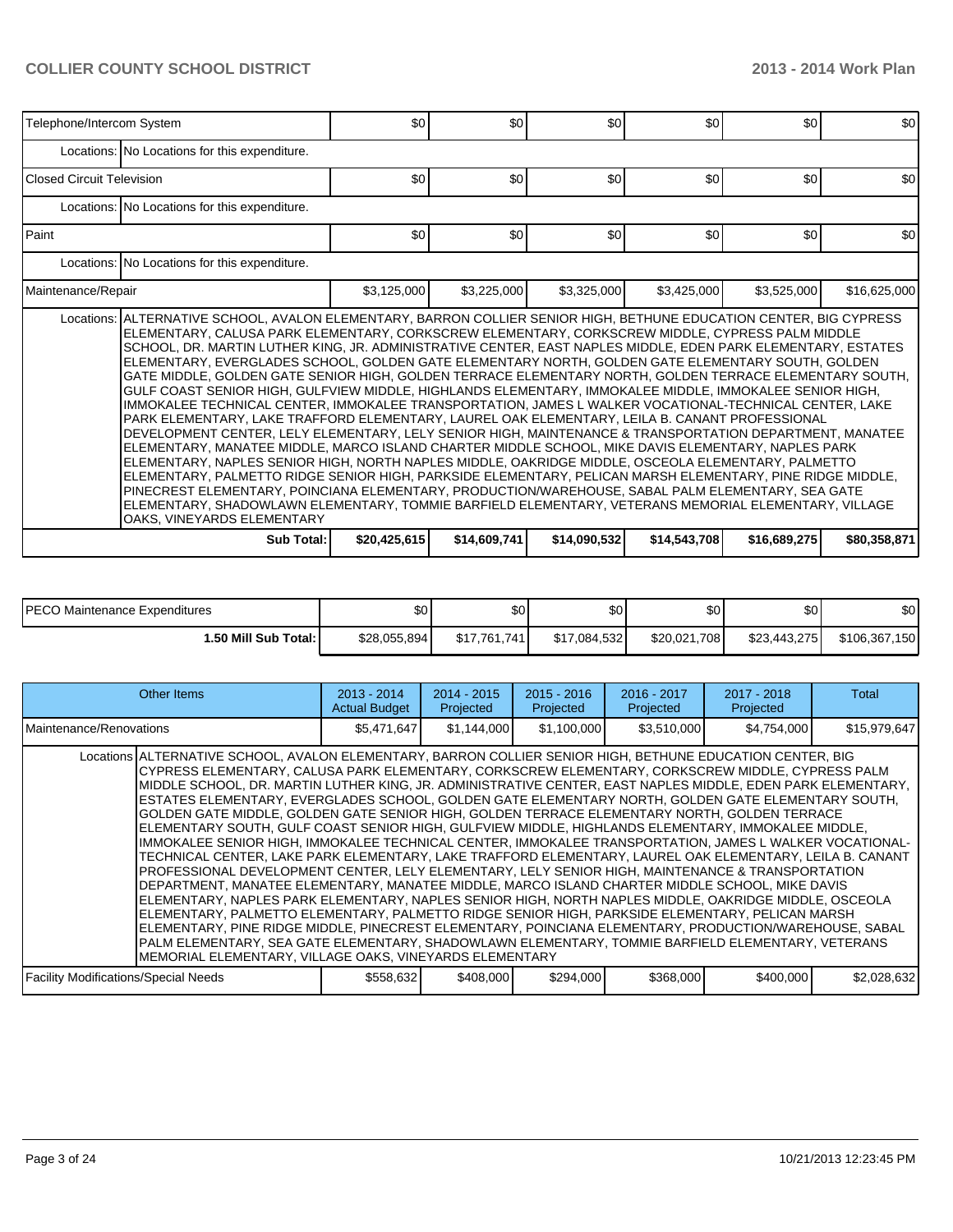| Telephone/Intercom System | | $0 | $0 | $0 | $0 | $0 | $0 |
|---|---|---|---|---|---|---|---|
| | Locations: | No Locations for this expenditure. | | | | | |
| Closed Circuit Television | | $0 | $0 | $0 | $0 | $0 | $0 |
| | Locations: | No Locations for this expenditure. | | | | | |
| Paint | | $0 | $0 | $0 | $0 | $0 | $0 |
| | Locations: | No Locations for this expenditure. | | | | | |
| Maintenance/Repair | | $3,125,000 | $3,225,000 | $3,325,000 | $3,425,000 | $3,525,000 | $16,625,000 |
| | Locations: | ALTERNATIVE SCHOOL, AVALON ELEMENTARY, BARRON COLLIER SENIOR HIGH, BETHUNE EDUCATION CENTER, BIG CYPRESS ELEMENTARY, CALUSA PARK ELEMENTARY, CORKSCREW ELEMENTARY, CORKSCREW MIDDLE, CYPRESS PALM MIDDLE SCHOOL, DR. MARTIN LUTHER KING, JR. ADMINISTRATIVE CENTER, EAST NAPLES MIDDLE, EDEN PARK ELEMENTARY, ESTATES ELEMENTARY, EVERGLADES SCHOOL, GOLDEN GATE ELEMENTARY NORTH, GOLDEN GATE ELEMENTARY SOUTH, GOLDEN GATE MIDDLE, GOLDEN GATE SENIOR HIGH, GOLDEN TERRACE ELEMENTARY NORTH, GOLDEN TERRACE ELEMENTARY SOUTH, GULF COAST SENIOR HIGH, GULFVIEW MIDDLE, HIGHLANDS ELEMENTARY, IMMOKALEE MIDDLE, IMMOKALEE SENIOR HIGH, IMMOKALEE TECHNICAL CENTER, IMMOKALEE TRANSPORTATION, JAMES L WALKER VOCATIONAL-TECHNICAL CENTER, LAKE PARK ELEMENTARY, LAKE TRAFFORD ELEMENTARY, LAUREL OAK ELEMENTARY, LEILA B. CANANT PROFESSIONAL DEVELOPMENT CENTER, LELY ELEMENTARY, LELY SENIOR HIGH, MAINTENANCE & TRANSPORTATION DEPARTMENT, MANATEE ELEMENTARY, MANATEE MIDDLE, MARCO ISLAND CHARTER MIDDLE SCHOOL, MIKE DAVIS ELEMENTARY, NAPLES PARK ELEMENTARY, NAPLES SENIOR HIGH, NORTH NAPLES MIDDLE, OAKRIDGE MIDDLE, OSCEOLA ELEMENTARY, PALMETTO ELEMENTARY, PALMETTO RIDGE SENIOR HIGH, PARKSIDE ELEMENTARY, PELICAN MARSH ELEMENTARY, PINE RIDGE MIDDLE, PINECREST ELEMENTARY, POINCIANA ELEMENTARY, PRODUCTION/WAREHOUSE, SABAL PALM ELEMENTARY, SEA GATE ELEMENTARY, SHADOWLAWN ELEMENTARY, TOMMIE BARFIELD ELEMENTARY, VETERANS MEMORIAL ELEMENTARY, VILLAGE OAKS, VINEYARDS ELEMENTARY | | | | | |
| | **Sub Total:** | **$20,425,615** | **$14,609,741** | **$14,090,532** | **$14,543,708** | **$16,689,275** | **$80,358,871** |

| PECO Maintenance Expenditures | $0 | $0 | $0 | $0 | $0 | $0 |
|---|---|---|---|---|---|---|
| **1.50 Mill Sub Total:** | $28,055,894 | $17,761,741 | $17,084,532 | $20,021,708 | $23,443,275 | $106,367,150 |

| Other Items | | 2013 - 2014 Actual Budget | 2014 - 2015 Projected | 2015 - 2016 Projected | 2016 - 2017 Projected | 2017 - 2018 Projected | Total |
|---|---|---|---|---|---|---|---|
| Maintenance/Renovations | | $5,471,647 | $1,144,000 | $1,100,000 | $3,510,000 | $4,754,000 | $15,979,647 |
| | Locations | ALTERNATIVE SCHOOL, AVALON ELEMENTARY, BARRON COLLIER SENIOR HIGH, BETHUNE EDUCATION CENTER, BIG CYPRESS ELEMENTARY, CALUSA PARK ELEMENTARY, CORKSCREW ELEMENTARY, CORKSCREW MIDDLE, CYPRESS PALM MIDDLE SCHOOL, DR. MARTIN LUTHER KING, JR. ADMINISTRATIVE CENTER, EAST NAPLES MIDDLE, EDEN PARK ELEMENTARY, ESTATES ELEMENTARY, EVERGLADES SCHOOL, GOLDEN GATE ELEMENTARY NORTH, GOLDEN GATE ELEMENTARY SOUTH, GOLDEN GATE MIDDLE, GOLDEN GATE SENIOR HIGH, GOLDEN TERRACE ELEMENTARY NORTH, GOLDEN TERRACE ELEMENTARY SOUTH, GULF COAST SENIOR HIGH, GULFVIEW MIDDLE, HIGHLANDS ELEMENTARY, IMMOKALEE MIDDLE, IMMOKALEE SENIOR HIGH, IMMOKALEE TECHNICAL CENTER, IMMOKALEE TRANSPORTATION, JAMES L WALKER VOCATIONAL-TECHNICAL CENTER, LAKE PARK ELEMENTARY, LAKE TRAFFORD ELEMENTARY, LAUREL OAK ELEMENTARY, LEILA B. CANANT PROFESSIONAL DEVELOPMENT CENTER, LELY ELEMENTARY, LELY SENIOR HIGH, MAINTENANCE & TRANSPORTATION DEPARTMENT, MANATEE ELEMENTARY, MANATEE MIDDLE, MARCO ISLAND CHARTER MIDDLE SCHOOL, MIKE DAVIS ELEMENTARY, NAPLES PARK ELEMENTARY, NAPLES SENIOR HIGH, NORTH NAPLES MIDDLE, OAKRIDGE MIDDLE, OSCEOLA ELEMENTARY, PALMETTO ELEMENTARY, PALMETTO RIDGE SENIOR HIGH, PARKSIDE ELEMENTARY, PELICAN MARSH ELEMENTARY, PINE RIDGE MIDDLE, PINECREST ELEMENTARY, POINCIANA ELEMENTARY, PRODUCTION/WAREHOUSE, SABAL PALM ELEMENTARY, SEA GATE ELEMENTARY, SHADOWLAWN ELEMENTARY, TOMMIE BARFIELD ELEMENTARY, VETERANS MEMORIAL ELEMENTARY, VILLAGE OAKS, VINEYARDS ELEMENTARY | | | | | |
| Facility Modifications/Special Needs | | $558,632 | $408,000 | $294,000 | $368,000 | $400,000 | $2,028,632 |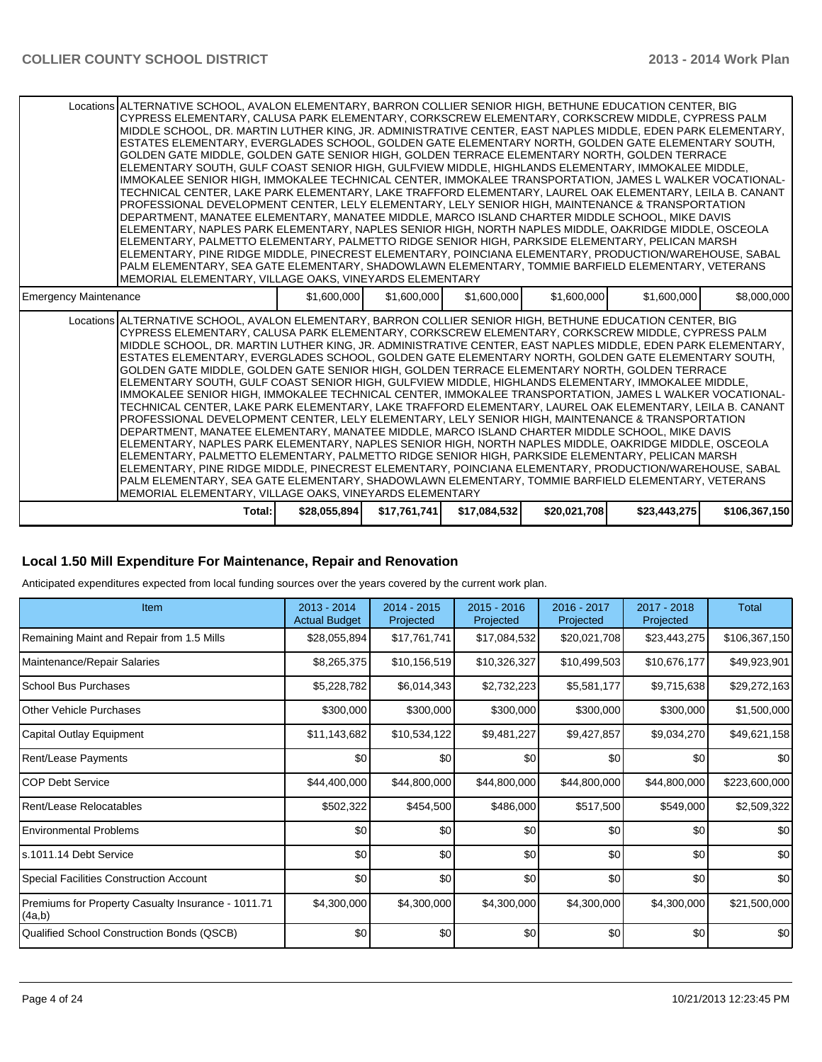| | | | | | | |
|---|---|---|---|---|---|---|
| Locations | ALTERNATIVE SCHOOL, AVALON ELEMENTARY, BARRON COLLIER SENIOR HIGH, BETHUNE EDUCATION CENTER, BIG CYPRESS ELEMENTARY, CALUSA PARK ELEMENTARY, CORKSCREW ELEMENTARY, CORKSCREW MIDDLE, CYPRESS PALM MIDDLE SCHOOL, DR. MARTIN LUTHER KING, JR. ADMINISTRATIVE CENTER, EAST NAPLES MIDDLE, EDEN PARK ELEMENTARY, ESTATES ELEMENTARY, EVERGLADES SCHOOL, GOLDEN GATE ELEMENTARY NORTH, GOLDEN GATE ELEMENTARY SOUTH, GOLDEN GATE MIDDLE, GOLDEN GATE SENIOR HIGH, GOLDEN TERRACE ELEMENTARY NORTH, GOLDEN TERRACE ELEMENTARY SOUTH, GULF COAST SENIOR HIGH, GULFVIEW MIDDLE, HIGHLANDS ELEMENTARY, IMMOKALEE MIDDLE, IMMOKALEE SENIOR HIGH, IMMOKALEE TECHNICAL CENTER, IMMOKALEE TRANSPORTATION, JAMES L WALKER VOCATIONAL-TECHNICAL CENTER, LAKE PARK ELEMENTARY, LAKE TRAFFORD ELEMENTARY, LAUREL OAK ELEMENTARY, LEILA B. CANANT PROFESSIONAL DEVELOPMENT CENTER, LELY ELEMENTARY, LELY SENIOR HIGH, MAINTENANCE & TRANSPORTATION DEPARTMENT, MANATEE ELEMENTARY, MANATEE MIDDLE, MARCO ISLAND CHARTER MIDDLE SCHOOL, MIKE DAVIS ELEMENTARY, NAPLES PARK ELEMENTARY, NAPLES SENIOR HIGH, NORTH NAPLES MIDDLE, OAKRIDGE MIDDLE, OSCEOLA ELEMENTARY, PALMETTO ELEMENTARY, PALMETTO RIDGE SENIOR HIGH, PARKSIDE ELEMENTARY, PELICAN MARSH ELEMENTARY, PINE RIDGE MIDDLE, PINECREST ELEMENTARY, POINCIANA ELEMENTARY, PRODUCTION/WAREHOUSE, SABAL PALM ELEMENTARY, SEA GATE ELEMENTARY, SHADOWLAWN ELEMENTARY, TOMMIE BARFIELD ELEMENTARY, VETERANS MEMORIAL ELEMENTARY, VILLAGE OAKS, VINEYARDS ELEMENTARY | | | | | |
| Emergency Maintenance | | $1,600,000 | $1,600,000 | $1,600,000 | $1,600,000 | $1,600,000 | $8,000,000 |
| Locations | ALTERNATIVE SCHOOL, AVALON ELEMENTARY, BARRON COLLIER SENIOR HIGH, BETHUNE EDUCATION CENTER, BIG CYPRESS ELEMENTARY, CALUSA PARK ELEMENTARY, CORKSCREW ELEMENTARY, CORKSCREW MIDDLE, CYPRESS PALM MIDDLE SCHOOL, DR. MARTIN LUTHER KING, JR. ADMINISTRATIVE CENTER, EAST NAPLES MIDDLE, EDEN PARK ELEMENTARY, ESTATES ELEMENTARY, EVERGLADES SCHOOL, GOLDEN GATE ELEMENTARY NORTH, GOLDEN GATE ELEMENTARY SOUTH, GOLDEN GATE MIDDLE, GOLDEN GATE SENIOR HIGH, GOLDEN TERRACE ELEMENTARY NORTH, GOLDEN TERRACE ELEMENTARY SOUTH, GULF COAST SENIOR HIGH, GULFVIEW MIDDLE, HIGHLANDS ELEMENTARY, IMMOKALEE MIDDLE, IMMOKALEE SENIOR HIGH, IMMOKALEE TECHNICAL CENTER, IMMOKALEE TRANSPORTATION, JAMES L WALKER VOCATIONAL-TECHNICAL CENTER, LAKE PARK ELEMENTARY, LAKE TRAFFORD ELEMENTARY, LAUREL OAK ELEMENTARY, LEILA B. CANANT PROFESSIONAL DEVELOPMENT CENTER, LELY ELEMENTARY, LELY SENIOR HIGH, MAINTENANCE & TRANSPORTATION DEPARTMENT, MANATEE ELEMENTARY, MANATEE MIDDLE, MARCO ISLAND CHARTER MIDDLE SCHOOL, MIKE DAVIS ELEMENTARY, NAPLES PARK ELEMENTARY, NAPLES SENIOR HIGH, NORTH NAPLES MIDDLE, OAKRIDGE MIDDLE, OSCEOLA ELEMENTARY, PALMETTO ELEMENTARY, PALMETTO RIDGE SENIOR HIGH, PARKSIDE ELEMENTARY, PELICAN MARSH ELEMENTARY, PINE RIDGE MIDDLE, PINECREST ELEMENTARY, POINCIANA ELEMENTARY, PRODUCTION/WAREHOUSE, SABAL PALM ELEMENTARY, SEA GATE ELEMENTARY, SHADOWLAWN ELEMENTARY, TOMMIE BARFIELD ELEMENTARY, VETERANS MEMORIAL ELEMENTARY, VILLAGE OAKS, VINEYARDS ELEMENTARY | | | | | |
| | Total: | $28,055,894 | $17,761,741 | $17,084,532 | $20,021,708 | $23,443,275 | $106,367,150 |

## Local 1.50 Mill Expenditure For Maintenance, Repair and Renovation

Anticipated expenditures expected from local funding sources over the years covered by the current work plan.

| Item | 2013 - 2014 Actual Budget | 2014 - 2015 Projected | 2015 - 2016 Projected | 2016 - 2017 Projected | 2017 - 2018 Projected | Total |
|---|---|---|---|---|---|---|
| Remaining Maint and Repair from 1.5 Mills | $28,055,894 | $17,761,741 | $17,084,532 | $20,021,708 | $23,443,275 | $106,367,150 |
| Maintenance/Repair Salaries | $8,265,375 | $10,156,519 | $10,326,327 | $10,499,503 | $10,676,177 | $49,923,901 |
| School Bus Purchases | $5,228,782 | $6,014,343 | $2,732,223 | $5,581,177 | $9,715,638 | $29,272,163 |
| Other Vehicle Purchases | $300,000 | $300,000 | $300,000 | $300,000 | $300,000 | $1,500,000 |
| Capital Outlay Equipment | $11,143,682 | $10,534,122 | $9,481,227 | $9,427,857 | $9,034,270 | $49,621,158 |
| Rent/Lease Payments | $0 | $0 | $0 | $0 | $0 | $0 |
| COP Debt Service | $44,400,000 | $44,800,000 | $44,800,000 | $44,800,000 | $44,800,000 | $223,600,000 |
| Rent/Lease Relocatables | $502,322 | $454,500 | $486,000 | $517,500 | $549,000 | $2,509,322 |
| Environmental Problems | $0 | $0 | $0 | $0 | $0 | $0 |
| s.1011.14 Debt Service | $0 | $0 | $0 | $0 | $0 | $0 |
| Special Facilities Construction Account | $0 | $0 | $0 | $0 | $0 | $0 |
| Premiums for Property Casualty Insurance - 1011.71 (4a,b) | $4,300,000 | $4,300,000 | $4,300,000 | $4,300,000 | $4,300,000 | $21,500,000 |
| Qualified School Construction Bonds (QSCB) | $0 | $0 | $0 | $0 | $0 | $0 |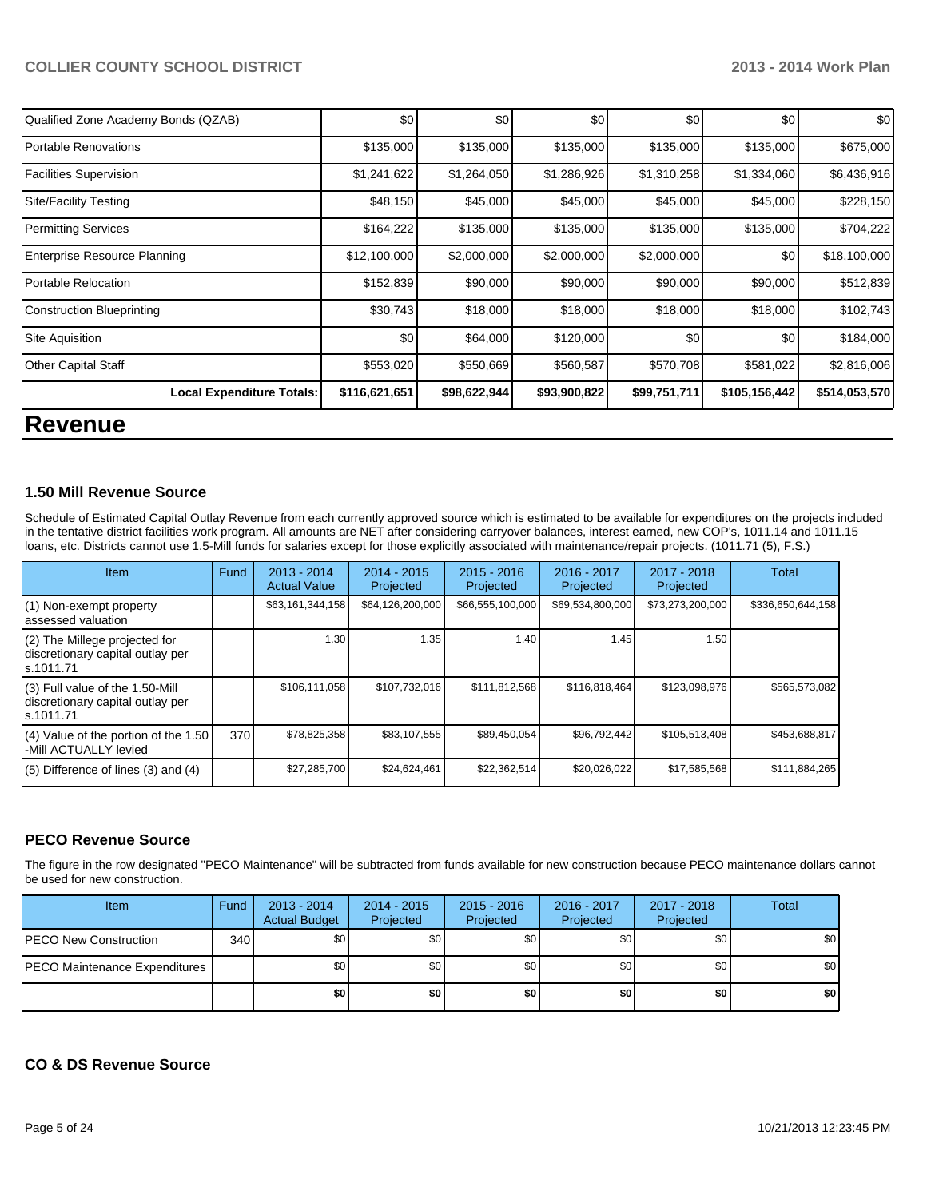| Qualified Zone Academy Bonds (QZAB) | $0 | $0 | $0 | $0 | $0 | $0 |
|---|---|---|---|---|---|---|
| Portable Renovations | $135,000 | $135,000 | $135,000 | $135,000 | $135,000 | $675,000 |
| Facilities Supervision | $1,241,622 | $1,264,050 | $1,286,926 | $1,310,258 | $1,334,060 | $6,436,916 |
| Site/Facility Testing | $48,150 | $45,000 | $45,000 | $45,000 | $45,000 | $228,150 |
| Permitting Services | $164,222 | $135,000 | $135,000 | $135,000 | $135,000 | $704,222 |
| Enterprise Resource Planning | $12,100,000 | $2,000,000 | $2,000,000 | $2,000,000 | $0 | $18,100,000 |
| Portable Relocation | $152,839 | $90,000 | $90,000 | $90,000 | $90,000 | $512,839 |
| Construction Blueprinting | $30,743 | $18,000 | $18,000 | $18,000 | $18,000 | $102,743 |
| Site Aquisition | $0 | $64,000 | $120,000 | $0 | $0 | $184,000 |
| Other Capital Staff | $553,020 | $550,669 | $560,587 | $570,708 | $581,022 | $2,816,006 |
| **Local Expenditure Totals:** | **$116,621,651** | **$98,622,944** | **$93,900,822** | **$99,751,711** | **$105,156,442** | **$514,053,570** |

# Revenue

### 1.50 Mill Revenue Source

Schedule of Estimated Capital Outlay Revenue from each currently approved source which is estimated to be available for expenditures on the projects included in the tentative district facilities work program. All amounts are NET after considering carryover balances, interest earned, new COP's, 1011.14 and 1011.15 loans, etc. Districts cannot use 1.5-Mill funds for salaries except for those explicitly associated with maintenance/repair projects. (1011.71 (5), F.S.)

| Item | Fund | 2013 - 2014 Actual Value | 2014 - 2015 Projected | 2015 - 2016 Projected | 2016 - 2017 Projected | 2017 - 2018 Projected | Total |
|---|---|---|---|---|---|---|---|
| (1) Non-exempt property assessed valuation | | $63,161,344,158 | $64,126,200,000 | $66,555,100,000 | $69,534,800,000 | $73,273,200,000 | $336,650,644,158 |
| (2) The Millege projected for discretionary capital outlay per s.1011.71 | | 1.30 | 1.35 | 1.40 | 1.45 | 1.50 | |
| (3) Full value of the 1.50-Mill discretionary capital outlay per s.1011.71 | | $106,111,058 | $107,732,016 | $111,812,568 | $116,818,464 | $123,098,976 | $565,573,082 |
| (4) Value of the portion of the 1.50 -Mill ACTUALLY levied | 370 | $78,825,358 | $83,107,555 | $89,450,054 | $96,792,442 | $105,513,408 | $453,688,817 |
| (5) Difference of lines (3) and (4) | | $27,285,700 | $24,624,461 | $22,362,514 | $20,026,022 | $17,585,568 | $111,884,265 |

### PECO Revenue Source

The figure in the row designated "PECO Maintenance" will be subtracted from funds available for new construction because PECO maintenance dollars cannot be used for new construction.

| Item | Fund | 2013 - 2014 Actual Budget | 2014 - 2015 Projected | 2015 - 2016 Projected | 2016 - 2017 Projected | 2017 - 2018 Projected | Total |
|---|---|---|---|---|---|---|---|
| PECO New Construction | 340 | $0 | $0 | $0 | $0 | $0 | $0 |
| PECO Maintenance Expenditures | | $0 | $0 | $0 | $0 | $0 | $0 |
| | | **$0** | **$0** | **$0** | **$0** | **$0** | **$0** |

### CO & DS Revenue Source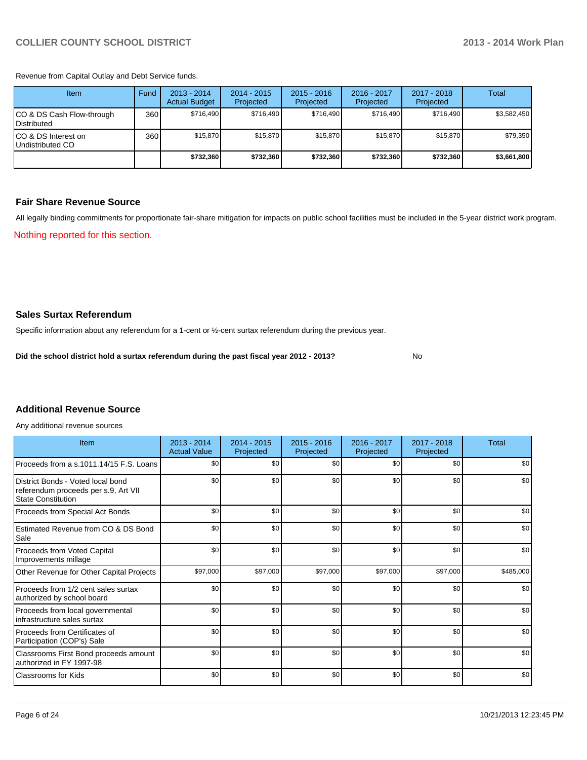Revenue from Capital Outlay and Debt Service funds.

| Item | Fund | 2013 - 2014 Actual Budget | 2014 - 2015 Projected | 2015 - 2016 Projected | 2016 - 2017 Projected | 2017 - 2018 Projected | Total |
|---|---|---|---|---|---|---|---|
| CO & DS Cash Flow-through Distributed | 360 | $716,490 | $716,490 | $716,490 | $716,490 | $716,490 | $3,582,450 |
| CO & DS Interest on Undistributed CO | 360 | $15,870 | $15,870 | $15,870 | $15,870 | $15,870 | $79,350 |
| | | **$732,360** | **$732,360** | **$732,360** | **$732,360** | **$732,360** | **$3,661,800** |

## Fair Share Revenue Source

All legally binding commitments for proportionate fair-share mitigation for impacts on public school facilities must be included in the 5-year district work program.

Nothing reported for this section.

## Sales Surtax Referendum

Specific information about any referendum for a 1-cent or ½-cent surtax referendum during the previous year.

**Did the school district hold a surtax referendum during the past fiscal year 2012 - 2013?** No

## Additional Revenue Source

Any additional revenue sources

| Item | 2013 - 2014 Actual Value | 2014 - 2015 Projected | 2015 - 2016 Projected | 2016 - 2017 Projected | 2017 - 2018 Projected | Total |
|---|---|---|---|---|---|---|
| Proceeds from a s.1011.14/15 F.S. Loans | $0 | $0 | $0 | $0 | $0 | $0 |
| District Bonds - Voted local bond referendum proceeds per s.9, Art VII State Constitution | $0 | $0 | $0 | $0 | $0 | $0 |
| Proceeds from Special Act Bonds | $0 | $0 | $0 | $0 | $0 | $0 |
| Estimated Revenue from CO & DS Bond Sale | $0 | $0 | $0 | $0 | $0 | $0 |
| Proceeds from Voted Capital Improvements millage | $0 | $0 | $0 | $0 | $0 | $0 |
| Other Revenue for Other Capital Projects | $97,000 | $97,000 | $97,000 | $97,000 | $97,000 | $485,000 |
| Proceeds from 1/2 cent sales surtax authorized by school board | $0 | $0 | $0 | $0 | $0 | $0 |
| Proceeds from local governmental infrastructure sales surtax | $0 | $0 | $0 | $0 | $0 | $0 |
| Proceeds from Certificates of Participation (COP's) Sale | $0 | $0 | $0 | $0 | $0 | $0 |
| Classrooms First Bond proceeds amount authorized in FY 1997-98 | $0 | $0 | $0 | $0 | $0 | $0 |
| Classrooms for Kids | $0 | $0 | $0 | $0 | $0 | $0 |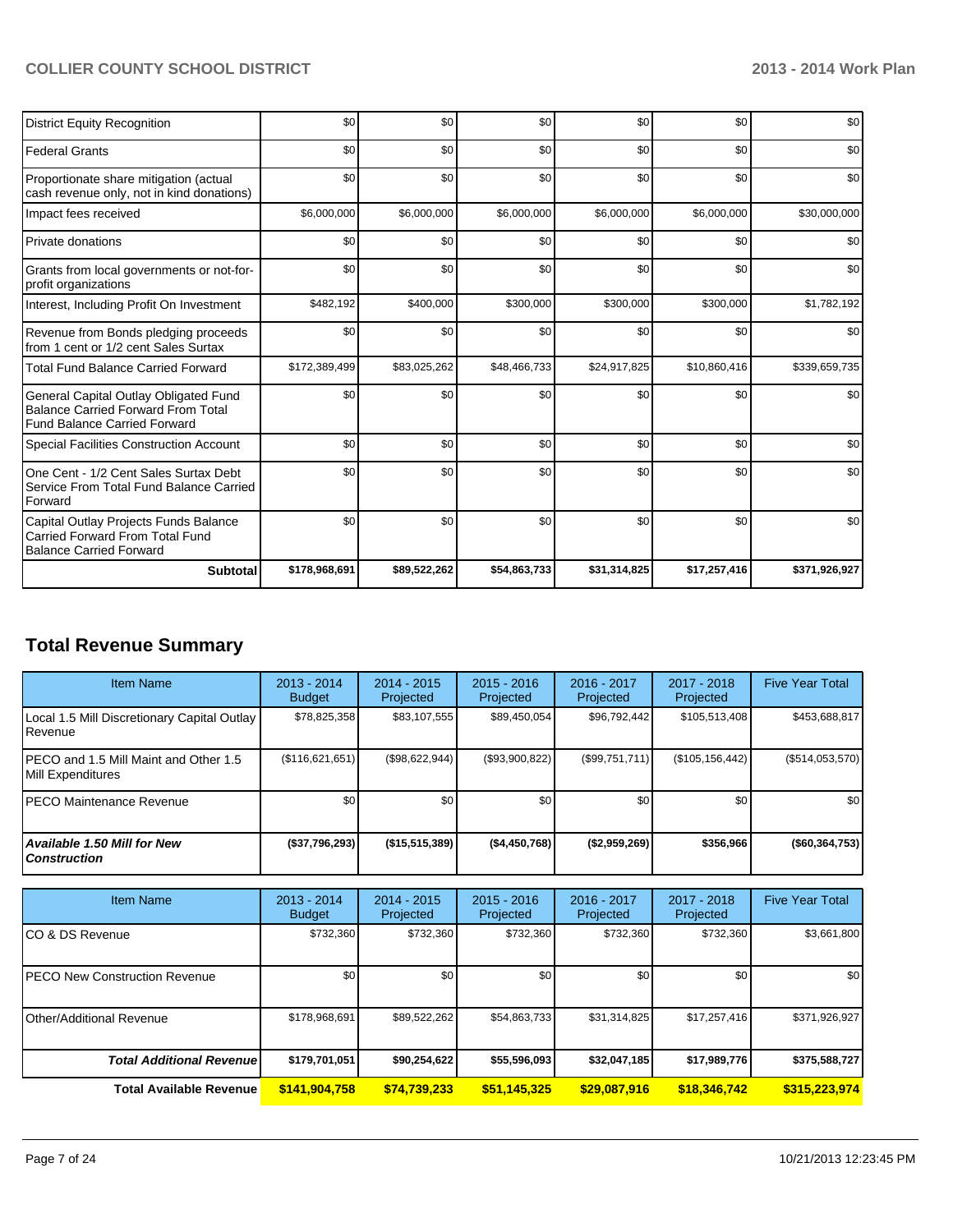| | | | | | | |
|---|---|---|---|---|---|---|
| District Equity Recognition | $0 | $0 | $0 | $0 | $0 | $0 |
| Federal Grants | $0 | $0 | $0 | $0 | $0 | $0 |
| Proportionate share mitigation (actual cash revenue only, not in kind donations) | $0 | $0 | $0 | $0 | $0 | $0 |
| Impact fees received | $6,000,000 | $6,000,000 | $6,000,000 | $6,000,000 | $6,000,000 | $30,000,000 |
| Private donations | $0 | $0 | $0 | $0 | $0 | $0 |
| Grants from local governments or not-for-profit organizations | $0 | $0 | $0 | $0 | $0 | $0 |
| Interest, Including Profit On Investment | $482,192 | $400,000 | $300,000 | $300,000 | $300,000 | $1,782,192 |
| Revenue from Bonds pledging proceeds from 1 cent or 1/2 cent Sales Surtax | $0 | $0 | $0 | $0 | $0 | $0 |
| Total Fund Balance Carried Forward | $172,389,499 | $83,025,262 | $48,466,733 | $24,917,825 | $10,860,416 | $339,659,735 |
| General Capital Outlay Obligated Fund Balance Carried Forward From Total Fund Balance Carried Forward | $0 | $0 | $0 | $0 | $0 | $0 |
| Special Facilities Construction Account | $0 | $0 | $0 | $0 | $0 | $0 |
| One Cent - 1/2 Cent Sales Surtax Debt Service From Total Fund Balance Carried Forward | $0 | $0 | $0 | $0 | $0 | $0 |
| Capital Outlay Projects Funds Balance Carried Forward From Total Fund Balance Carried Forward | $0 | $0 | $0 | $0 | $0 | $0 |
| **Subtotal** | **$178,968,691** | **$89,522,262** | **$54,863,733** | **$31,314,825** | **$17,257,416** | **$371,926,927** |

## Total Revenue Summary

| Item Name | 2013 - 2014 Budget | 2014 - 2015 Projected | 2015 - 2016 Projected | 2016 - 2017 Projected | 2017 - 2018 Projected | Five Year Total |
|---|---|---|---|---|---|---|
| Local 1.5 Mill Discretionary Capital Outlay Revenue | $78,825,358 | $83,107,555 | $89,450,054 | $96,792,442 | $105,513,408 | $453,688,817 |
| PECO and 1.5 Mill Maint and Other 1.5 Mill Expenditures | ($116,621,651) | ($98,622,944) | ($93,900,822) | ($99,751,711) | ($105,156,442) | ($514,053,570) |
| PECO Maintenance Revenue | $0 | $0 | $0 | $0 | $0 | $0 |
| ***Available 1.50 Mill for New Construction*** | **($37,796,293)** | **($15,515,389)** | **($4,450,768)** | **($2,959,269)** | **$356,966** | **($60,364,753)** |

| Item Name | 2013 - 2014 Budget | 2014 - 2015 Projected | 2015 - 2016 Projected | 2016 - 2017 Projected | 2017 - 2018 Projected | Five Year Total |
|---|---|---|---|---|---|---|
| CO & DS Revenue | $732,360 | $732,360 | $732,360 | $732,360 | $732,360 | $3,661,800 |
| PECO New Construction Revenue | $0 | $0 | $0 | $0 | $0 | $0 |
| Other/Additional Revenue | $178,968,691 | $89,522,262 | $54,863,733 | $31,314,825 | $17,257,416 | $371,926,927 |
| ***Total Additional Revenue*** | **$179,701,051** | **$90,254,622** | **$55,596,093** | **$32,047,185** | **$17,989,776** | **$375,588,727** |
| **Total Available Revenue** | **$141,904,758** | **$74,739,233** | **$51,145,325** | **$29,087,916** | **$18,346,742** | **$315,223,974** |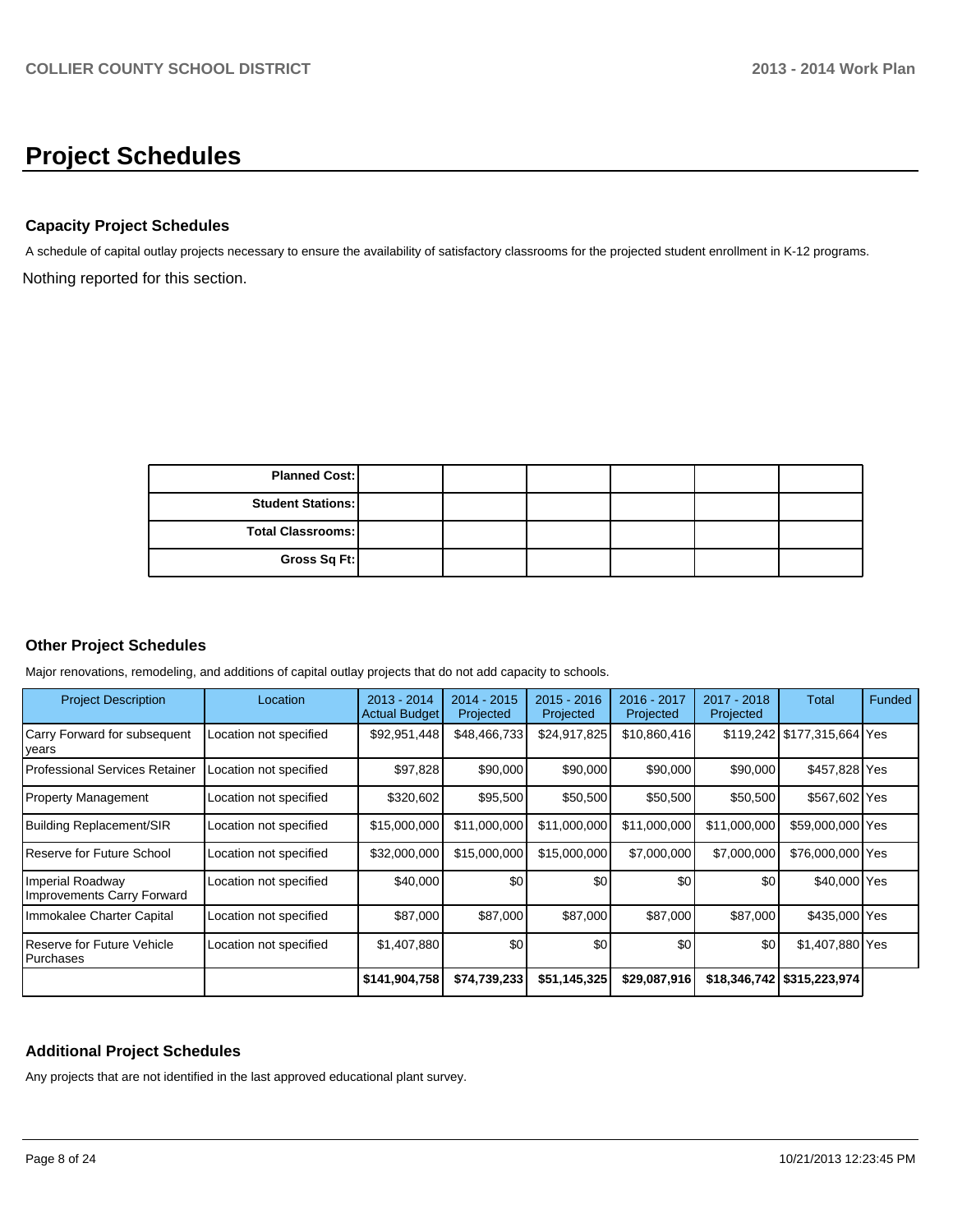# Project Schedules

### Capacity Project Schedules

A schedule of capital outlay projects necessary to ensure the availability of satisfactory classrooms for the projected student enrollment in K-12 programs.

Nothing reported for this section.

| | | | | | | |
|---|---|---|---|---|---|---|
| **Planned Cost:** | | | | | | |
| **Student Stations:** | | | | | | |
| **Total Classrooms:** | | | | | | |
| **Gross Sq Ft:** | | | | | | |

### Other Project Schedules

Major renovations, remodeling, and additions of capital outlay projects that do not add capacity to schools.

| Project Description | Location | 2013 - 2014 Actual Budget | 2014 - 2015 Projected | 2015 - 2016 Projected | 2016 - 2017 Projected | 2017 - 2018 Projected | Total | Funded |
|---|---|---|---|---|---|---|---|---|
| Carry Forward for subsequent years | Location not specified | $92,951,448 | $48,466,733 | $24,917,825 | $10,860,416 | $119,242 | $177,315,664 | Yes |
| Professional Services Retainer | Location not specified | $97,828 | $90,000 | $90,000 | $90,000 | $90,000 | $457,828 | Yes |
| Property Management | Location not specified | $320,602 | $95,500 | $50,500 | $50,500 | $50,500 | $567,602 | Yes |
| Building Replacement/SIR | Location not specified | $15,000,000 | $11,000,000 | $11,000,000 | $11,000,000 | $11,000,000 | $59,000,000 | Yes |
| Reserve for Future School | Location not specified | $32,000,000 | $15,000,000 | $15,000,000 | $7,000,000 | $7,000,000 | $76,000,000 | Yes |
| Imperial Roadway Improvements Carry Forward | Location not specified | $40,000 | $0 | $0 | $0 | $0 | $40,000 | Yes |
| Immokalee Charter Capital | Location not specified | $87,000 | $87,000 | $87,000 | $87,000 | $87,000 | $435,000 | Yes |
| Reserve for Future Vehicle Purchases | Location not specified | $1,407,880 | $0 | $0 | $0 | $0 | $1,407,880 | Yes |
| | | **$141,904,758** | **$74,739,233** | **$51,145,325** | **$29,087,916** | **$18,346,742** | **$315,223,974** | |

### Additional Project Schedules

Any projects that are not identified in the last approved educational plant survey.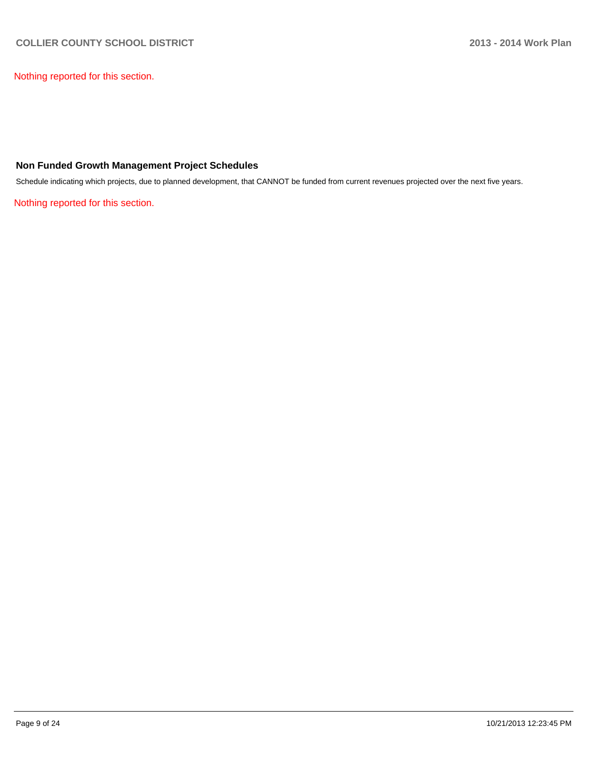Nothing reported for this section.

### Non Funded Growth Management Project Schedules

Schedule indicating which projects, due to planned development, that CANNOT be funded from current revenues projected over the next five years.

Nothing reported for this section.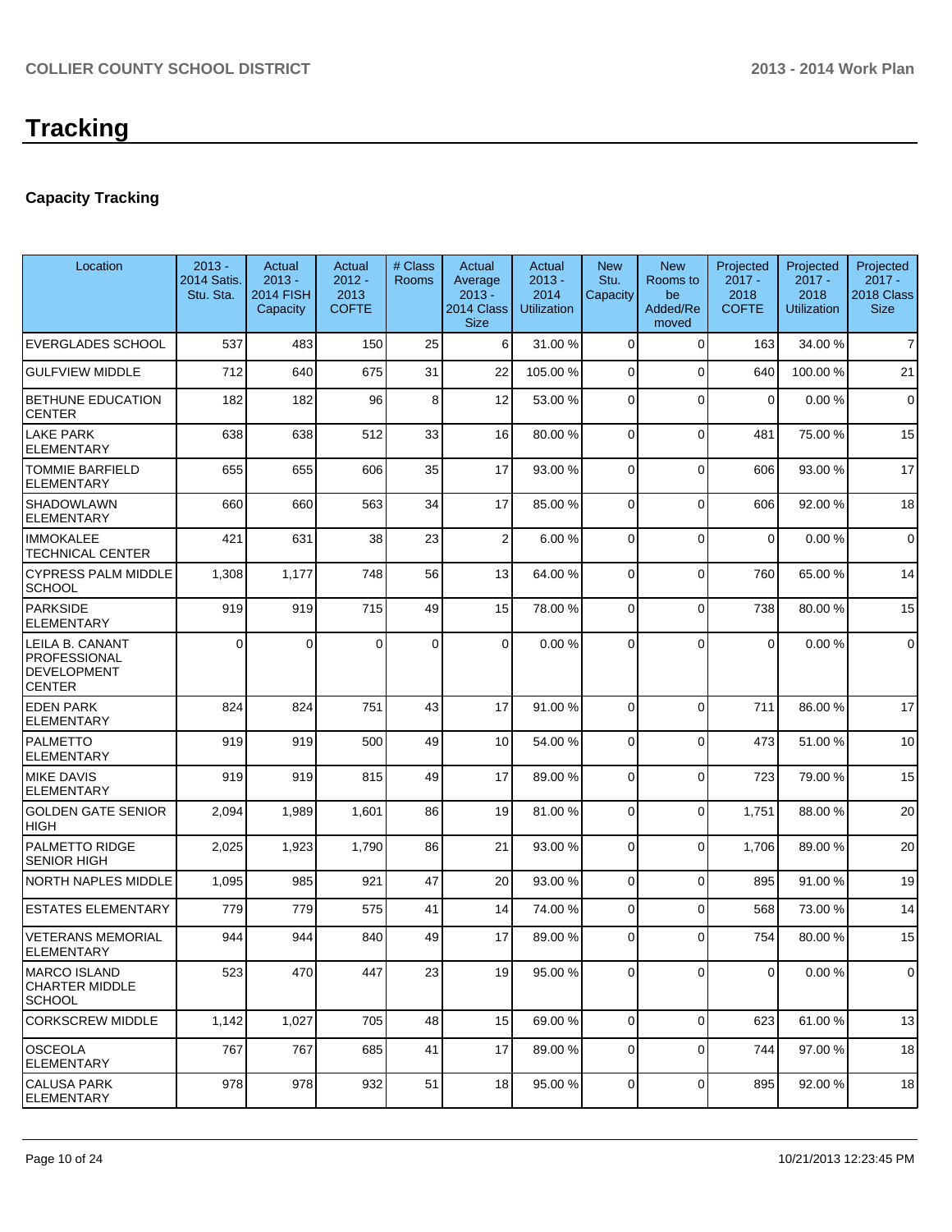# Tracking

## Capacity Tracking

| Location | 2013 - 2014 Satis. Stu. Sta. | Actual 2013 - 2014 FISH Capacity | Actual 2012 - 2013 COFTE | # Class Rooms | Actual Average 2013 - 2014 Class Size | Actual 2013 - 2014 Utilization | New Stu. Capacity | New Rooms to be Added/Removed | Projected 2017 - 2018 COFTE | Projected 2017 - 2018 Utilization | Projected 2017 - 2018 Class Size |
|---|---|---|---|---|---|---|---|---|---|---|---|
| EVERGLADES SCHOOL | 537 | 483 | 150 | 25 | 6 | 31.00 % | 0 | 0 | 163 | 34.00 % | 7 |
| GULFVIEW MIDDLE | 712 | 640 | 675 | 31 | 22 | 105.00 % | 0 | 0 | 640 | 100.00 % | 21 |
| BETHUNE EDUCATION CENTER | 182 | 182 | 96 | 8 | 12 | 53.00 % | 0 | 0 | 0 | 0.00 % | 0 |
| LAKE PARK ELEMENTARY | 638 | 638 | 512 | 33 | 16 | 80.00 % | 0 | 0 | 481 | 75.00 % | 15 |
| TOMMIE BARFIELD ELEMENTARY | 655 | 655 | 606 | 35 | 17 | 93.00 % | 0 | 0 | 606 | 93.00 % | 17 |
| SHADOWLAWN ELEMENTARY | 660 | 660 | 563 | 34 | 17 | 85.00 % | 0 | 0 | 606 | 92.00 % | 18 |
| IMMOKALEE TECHNICAL CENTER | 421 | 631 | 38 | 23 | 2 | 6.00 % | 0 | 0 | 0 | 0.00 % | 0 |
| CYPRESS PALM MIDDLE SCHOOL | 1,308 | 1,177 | 748 | 56 | 13 | 64.00 % | 0 | 0 | 760 | 65.00 % | 14 |
| PARKSIDE ELEMENTARY | 919 | 919 | 715 | 49 | 15 | 78.00 % | 0 | 0 | 738 | 80.00 % | 15 |
| LEILA B. CANANT PROFESSIONAL DEVELOPMENT CENTER | 0 | 0 | 0 | 0 | 0 | 0.00 % | 0 | 0 | 0 | 0.00 % | 0 |
| EDEN PARK ELEMENTARY | 824 | 824 | 751 | 43 | 17 | 91.00 % | 0 | 0 | 711 | 86.00 % | 17 |
| PALMETTO ELEMENTARY | 919 | 919 | 500 | 49 | 10 | 54.00 % | 0 | 0 | 473 | 51.00 % | 10 |
| MIKE DAVIS ELEMENTARY | 919 | 919 | 815 | 49 | 17 | 89.00 % | 0 | 0 | 723 | 79.00 % | 15 |
| GOLDEN GATE SENIOR HIGH | 2,094 | 1,989 | 1,601 | 86 | 19 | 81.00 % | 0 | 0 | 1,751 | 88.00 % | 20 |
| PALMETTO RIDGE SENIOR HIGH | 2,025 | 1,923 | 1,790 | 86 | 21 | 93.00 % | 0 | 0 | 1,706 | 89.00 % | 20 |
| NORTH NAPLES MIDDLE | 1,095 | 985 | 921 | 47 | 20 | 93.00 % | 0 | 0 | 895 | 91.00 % | 19 |
| ESTATES ELEMENTARY | 779 | 779 | 575 | 41 | 14 | 74.00 % | 0 | 0 | 568 | 73.00 % | 14 |
| VETERANS MEMORIAL ELEMENTARY | 944 | 944 | 840 | 49 | 17 | 89.00 % | 0 | 0 | 754 | 80.00 % | 15 |
| MARCO ISLAND CHARTER MIDDLE SCHOOL | 523 | 470 | 447 | 23 | 19 | 95.00 % | 0 | 0 | 0 | 0.00 % | 0 |
| CORKSCREW MIDDLE | 1,142 | 1,027 | 705 | 48 | 15 | 69.00 % | 0 | 0 | 623 | 61.00 % | 13 |
| OSCEOLA ELEMENTARY | 767 | 767 | 685 | 41 | 17 | 89.00 % | 0 | 0 | 744 | 97.00 % | 18 |
| CALUSA PARK ELEMENTARY | 978 | 978 | 932 | 51 | 18 | 95.00 % | 0 | 0 | 895 | 92.00 % | 18 |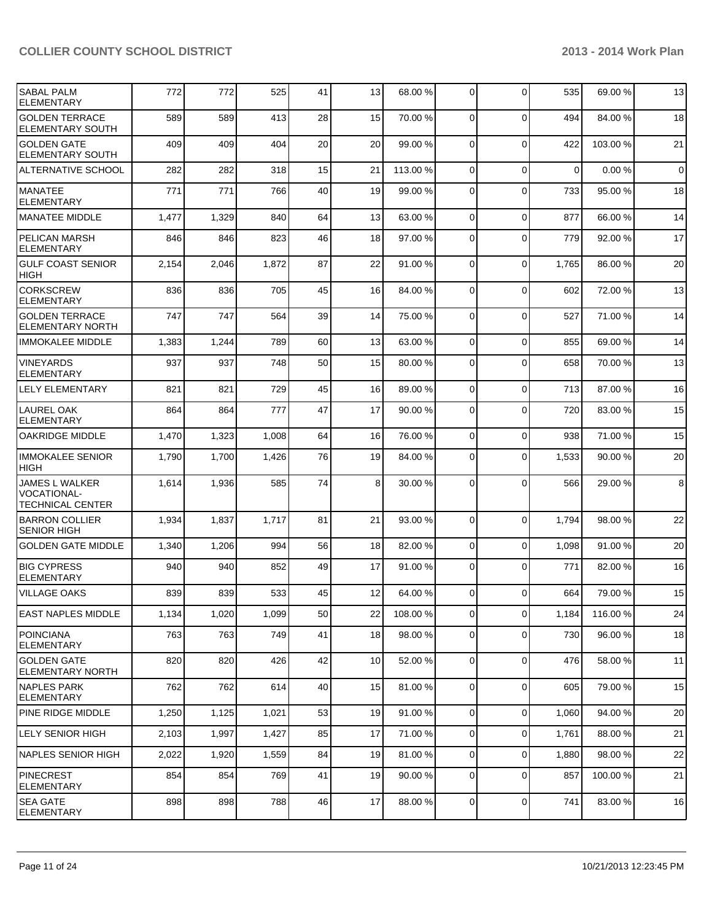| SABAL PALM ELEMENTARY | 772 | 772 | 525 | 41 | 13 | 68.00 % | 0 | 0 | 535 | 69.00 % | 13 |
|---|---|---|---|---|---|---|---|---|---|---|---|
| GOLDEN TERRACE ELEMENTARY SOUTH | 589 | 589 | 413 | 28 | 15 | 70.00 % | 0 | 0 | 494 | 84.00 % | 18 |
| GOLDEN GATE ELEMENTARY SOUTH | 409 | 409 | 404 | 20 | 20 | 99.00 % | 0 | 0 | 422 | 103.00 % | 21 |
| ALTERNATIVE SCHOOL | 282 | 282 | 318 | 15 | 21 | 113.00 % | 0 | 0 | 0 | 0.00 % | 0 |
| MANATEE ELEMENTARY | 771 | 771 | 766 | 40 | 19 | 99.00 % | 0 | 0 | 733 | 95.00 % | 18 |
| MANATEE MIDDLE | 1,477 | 1,329 | 840 | 64 | 13 | 63.00 % | 0 | 0 | 877 | 66.00 % | 14 |
| PELICAN MARSH ELEMENTARY | 846 | 846 | 823 | 46 | 18 | 97.00 % | 0 | 0 | 779 | 92.00 % | 17 |
| GULF COAST SENIOR HIGH | 2,154 | 2,046 | 1,872 | 87 | 22 | 91.00 % | 0 | 0 | 1,765 | 86.00 % | 20 |
| CORKSCREW ELEMENTARY | 836 | 836 | 705 | 45 | 16 | 84.00 % | 0 | 0 | 602 | 72.00 % | 13 |
| GOLDEN TERRACE ELEMENTARY NORTH | 747 | 747 | 564 | 39 | 14 | 75.00 % | 0 | 0 | 527 | 71.00 % | 14 |
| IMMOKALEE MIDDLE | 1,383 | 1,244 | 789 | 60 | 13 | 63.00 % | 0 | 0 | 855 | 69.00 % | 14 |
| VINEYARDS ELEMENTARY | 937 | 937 | 748 | 50 | 15 | 80.00 % | 0 | 0 | 658 | 70.00 % | 13 |
| LELY ELEMENTARY | 821 | 821 | 729 | 45 | 16 | 89.00 % | 0 | 0 | 713 | 87.00 % | 16 |
| LAUREL OAK ELEMENTARY | 864 | 864 | 777 | 47 | 17 | 90.00 % | 0 | 0 | 720 | 83.00 % | 15 |
| OAKRIDGE MIDDLE | 1,470 | 1,323 | 1,008 | 64 | 16 | 76.00 % | 0 | 0 | 938 | 71.00 % | 15 |
| IMMOKALEE SENIOR HIGH | 1,790 | 1,700 | 1,426 | 76 | 19 | 84.00 % | 0 | 0 | 1,533 | 90.00 % | 20 |
| JAMES L WALKER VOCATIONAL-TECHNICAL CENTER | 1,614 | 1,936 | 585 | 74 | 8 | 30.00 % | 0 | 0 | 566 | 29.00 % | 8 |
| BARRON COLLIER SENIOR HIGH | 1,934 | 1,837 | 1,717 | 81 | 21 | 93.00 % | 0 | 0 | 1,794 | 98.00 % | 22 |
| GOLDEN GATE MIDDLE | 1,340 | 1,206 | 994 | 56 | 18 | 82.00 % | 0 | 0 | 1,098 | 91.00 % | 20 |
| BIG CYPRESS ELEMENTARY | 940 | 940 | 852 | 49 | 17 | 91.00 % | 0 | 0 | 771 | 82.00 % | 16 |
| VILLAGE OAKS | 839 | 839 | 533 | 45 | 12 | 64.00 % | 0 | 0 | 664 | 79.00 % | 15 |
| EAST NAPLES MIDDLE | 1,134 | 1,020 | 1,099 | 50 | 22 | 108.00 % | 0 | 0 | 1,184 | 116.00 % | 24 |
| POINCIANA ELEMENTARY | 763 | 763 | 749 | 41 | 18 | 98.00 % | 0 | 0 | 730 | 96.00 % | 18 |
| GOLDEN GATE ELEMENTARY NORTH | 820 | 820 | 426 | 42 | 10 | 52.00 % | 0 | 0 | 476 | 58.00 % | 11 |
| NAPLES PARK ELEMENTARY | 762 | 762 | 614 | 40 | 15 | 81.00 % | 0 | 0 | 605 | 79.00 % | 15 |
| PINE RIDGE MIDDLE | 1,250 | 1,125 | 1,021 | 53 | 19 | 91.00 % | 0 | 0 | 1,060 | 94.00 % | 20 |
| LELY SENIOR HIGH | 2,103 | 1,997 | 1,427 | 85 | 17 | 71.00 % | 0 | 0 | 1,761 | 88.00 % | 21 |
| NAPLES SENIOR HIGH | 2,022 | 1,920 | 1,559 | 84 | 19 | 81.00 % | 0 | 0 | 1,880 | 98.00 % | 22 |
| PINECREST ELEMENTARY | 854 | 854 | 769 | 41 | 19 | 90.00 % | 0 | 0 | 857 | 100.00 % | 21 |
| SEA GATE ELEMENTARY | 898 | 898 | 788 | 46 | 17 | 88.00 % | 0 | 0 | 741 | 83.00 % | 16 |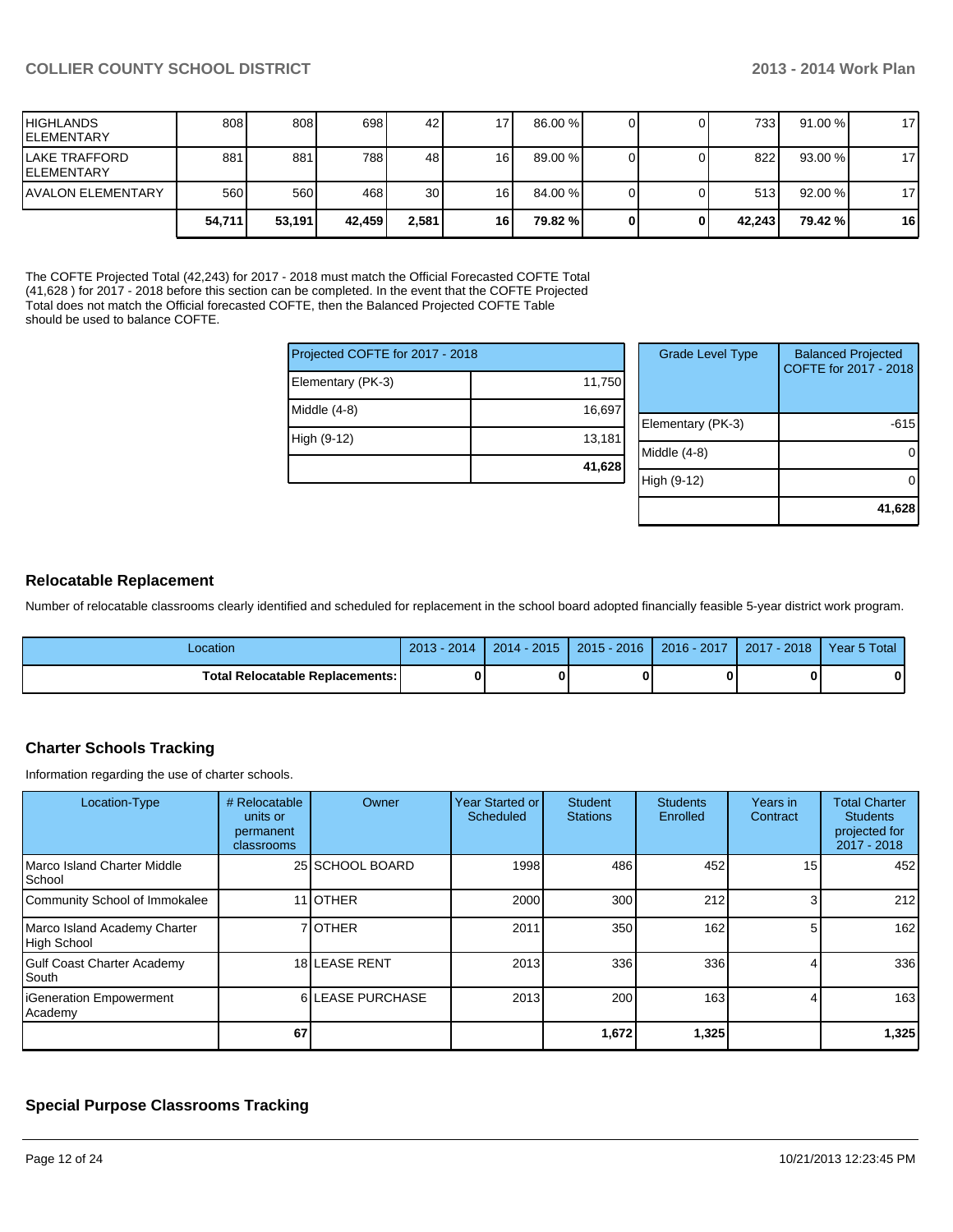| | | | | | | | | | | | |
|---|---|---|---|---|---|---|---|---|---|---|---|
| HIGHLANDS ELEMENTARY | 808 | 808 | 698 | 42 | 17 | 86.00 % | 0 | 0 | 733 | 91.00 % | 17 |
| LAKE TRAFFORD ELEMENTARY | 881 | 881 | 788 | 48 | 16 | 89.00 % | 0 | 0 | 822 | 93.00 % | 17 |
| AVALON ELEMENTARY | 560 | 560 | 468 | 30 | 16 | 84.00 % | 0 | 0 | 513 | 92.00 % | 17 |
| | **54,711** | **53,191** | **42,459** | **2,581** | **16** | **79.82 %** | **0** | **0** | **42,243** | **79.42 %** | **16** |

The COFTE Projected Total (42,243) for 2017 - 2018 must match the Official Forecasted COFTE Total (41,628 ) for 2017 - 2018 before this section can be completed. In the event that the COFTE Projected Total does not match the Official forecasted COFTE, then the Balanced Projected COFTE Table should be used to balance COFTE.

| Projected COFTE for 2017 - 2018 | |
|---|---|
| Elementary (PK-3) | 11,750 |
| Middle (4-8) | 16,697 |
| High (9-12) | 13,181 |
| | **41,628** |

| Grade Level Type | Balanced Projected COFTE for 2017 - 2018 |
|---|---|
| Elementary (PK-3) | -615 |
| Middle (4-8) | 0 |
| High (9-12) | 0 |
| | **41,628** |

## Relocatable Replacement

Number of relocatable classrooms clearly identified and scheduled for replacement in the school board adopted financially feasible 5-year district work program.

| Location | 2013 - 2014 | 2014 - 2015 | 2015 - 2016 | 2016 - 2017 | 2017 - 2018 | Year 5 Total |
|---|---|---|---|---|---|---|
| **Total Relocatable Replacements:** | **0** | **0** | **0** | **0** | **0** | **0** |

## Charter Schools Tracking

Information regarding the use of charter schools.

| Location-Type | # Relocatable units or permanent classrooms | Owner | Year Started or Scheduled | Student Stations | Students Enrolled | Years in Contract | Total Charter Students projected for 2017 - 2018 |
|---|---|---|---|---|---|---|---|
| Marco Island Charter Middle School | 25 | SCHOOL BOARD | 1998 | 486 | 452 | 15 | 452 |
| Community School of Immokalee | 11 | OTHER | 2000 | 300 | 212 | 3 | 212 |
| Marco Island Academy Charter High School | 7 | OTHER | 2011 | 350 | 162 | 5 | 162 |
| Gulf Coast Charter Academy South | 18 | LEASE RENT | 2013 | 336 | 336 | 4 | 336 |
| iGeneration Empowerment Academy | 6 | LEASE PURCHASE | 2013 | 200 | 163 | 4 | 163 |
| | **67** | | | **1,672** | **1,325** | | **1,325** |

## Special Purpose Classrooms Tracking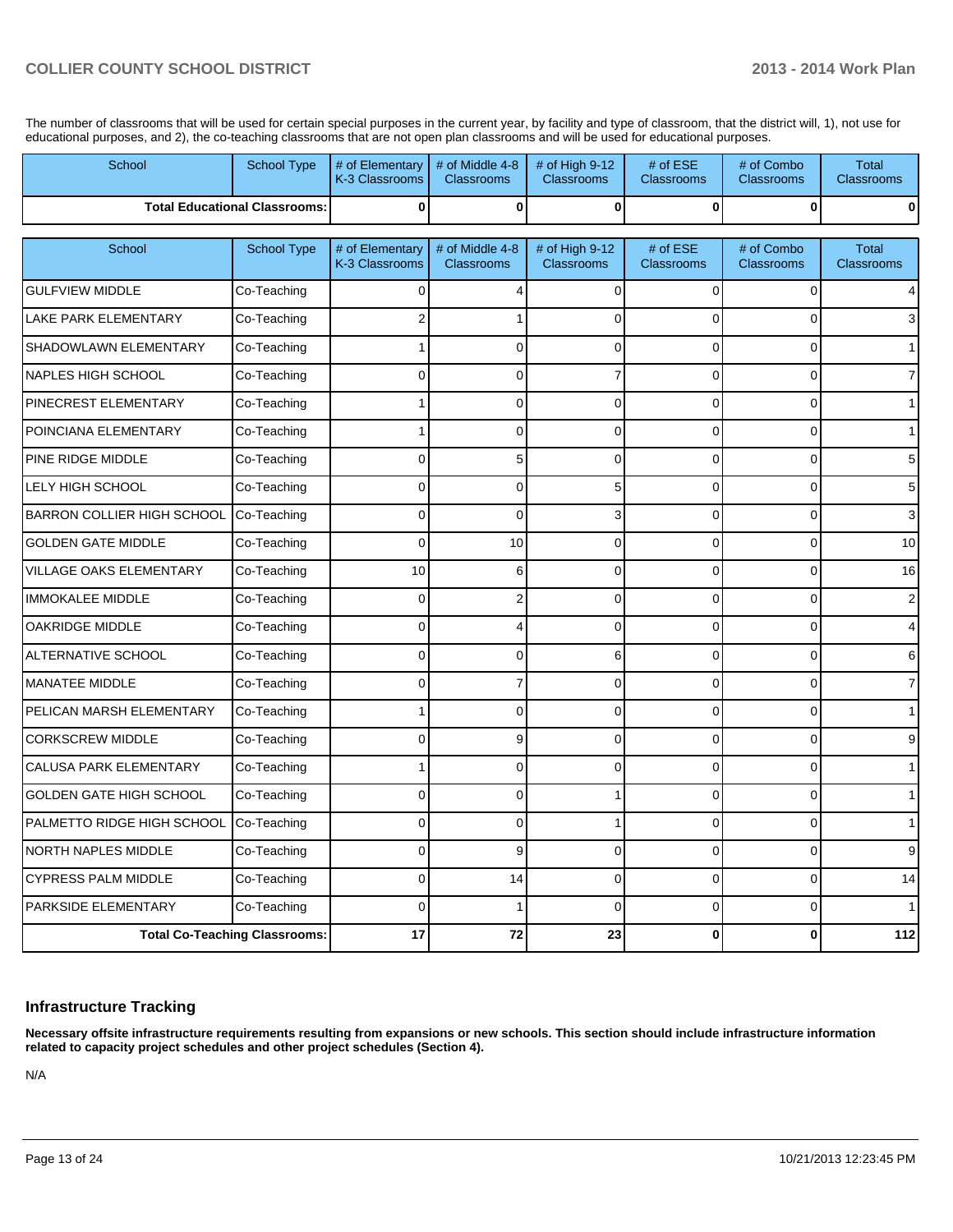The number of classrooms that will be used for certain special purposes in the current year, by facility and type of classroom, that the district will, 1), not use for educational purposes, and 2), the co-teaching classrooms that are not open plan classrooms and will be used for educational purposes.

| School | School Type | # of Elementary K-3 Classrooms | # of Middle 4-8 Classrooms | # of High 9-12 Classrooms | # of ESE Classrooms | # of Combo Classrooms | Total Classrooms |
|---|---|---|---|---|---|---|---|
| **Total Educational Classrooms:** | | **0** | **0** | **0** | **0** | **0** | **0** |

| School | School Type | # of Elementary K-3 Classrooms | # of Middle 4-8 Classrooms | # of High 9-12 Classrooms | # of ESE Classrooms | # of Combo Classrooms | Total Classrooms |
|---|---|---|---|---|---|---|---|
| GULFVIEW MIDDLE | Co-Teaching | 0 | 4 | 0 | 0 | 0 | 4 |
| LAKE PARK ELEMENTARY | Co-Teaching | 2 | 1 | 0 | 0 | 0 | 3 |
| SHADOWLAWN ELEMENTARY | Co-Teaching | 1 | 0 | 0 | 0 | 0 | 1 |
| NAPLES HIGH SCHOOL | Co-Teaching | 0 | 0 | 7 | 0 | 0 | 7 |
| PINECREST ELEMENTARY | Co-Teaching | 1 | 0 | 0 | 0 | 0 | 1 |
| POINCIANA ELEMENTARY | Co-Teaching | 1 | 0 | 0 | 0 | 0 | 1 |
| PINE RIDGE MIDDLE | Co-Teaching | 0 | 5 | 0 | 0 | 0 | 5 |
| LELY HIGH SCHOOL | Co-Teaching | 0 | 0 | 5 | 0 | 0 | 5 |
| BARRON COLLIER HIGH SCHOOL | Co-Teaching | 0 | 0 | 3 | 0 | 0 | 3 |
| GOLDEN GATE MIDDLE | Co-Teaching | 0 | 10 | 0 | 0 | 0 | 10 |
| VILLAGE OAKS ELEMENTARY | Co-Teaching | 10 | 6 | 0 | 0 | 0 | 16 |
| IMMOKALEE MIDDLE | Co-Teaching | 0 | 2 | 0 | 0 | 0 | 2 |
| OAKRIDGE MIDDLE | Co-Teaching | 0 | 4 | 0 | 0 | 0 | 4 |
| ALTERNATIVE SCHOOL | Co-Teaching | 0 | 0 | 6 | 0 | 0 | 6 |
| MANATEE MIDDLE | Co-Teaching | 0 | 7 | 0 | 0 | 0 | 7 |
| PELICAN MARSH ELEMENTARY | Co-Teaching | 1 | 0 | 0 | 0 | 0 | 1 |
| CORKSCREW MIDDLE | Co-Teaching | 0 | 9 | 0 | 0 | 0 | 9 |
| CALUSA PARK ELEMENTARY | Co-Teaching | 1 | 0 | 0 | 0 | 0 | 1 |
| GOLDEN GATE HIGH SCHOOL | Co-Teaching | 0 | 0 | 1 | 0 | 0 | 1 |
| PALMETTO RIDGE HIGH SCHOOL | Co-Teaching | 0 | 0 | 1 | 0 | 0 | 1 |
| NORTH NAPLES MIDDLE | Co-Teaching | 0 | 9 | 0 | 0 | 0 | 9 |
| CYPRESS PALM MIDDLE | Co-Teaching | 0 | 14 | 0 | 0 | 0 | 14 |
| PARKSIDE ELEMENTARY | Co-Teaching | 0 | 1 | 0 | 0 | 0 | 1 |
| **Total Co-Teaching Classrooms:** | | **17** | **72** | **23** | **0** | **0** | **112** |

## Infrastructure Tracking

**Necessary offsite infrastructure requirements resulting from expansions or new schools. This section should include infrastructure information related to capacity project schedules and other project schedules (Section 4).**

N/A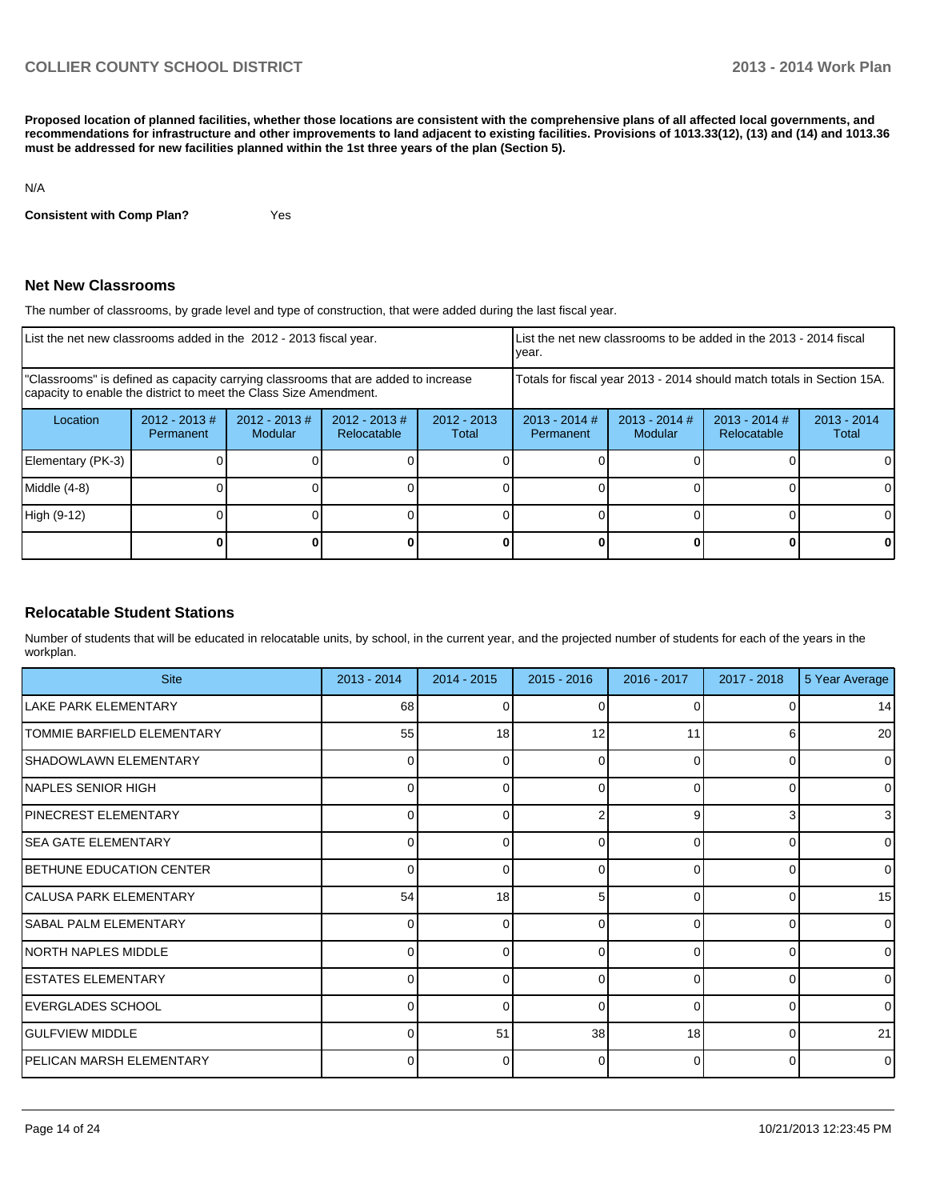**Proposed location of planned facilities, whether those locations are consistent with the comprehensive plans of all affected local governments, and recommendations for infrastructure and other improvements to land adjacent to existing facilities. Provisions of 1013.33(12), (13) and (14) and 1013.36 must be addressed for new facilities planned within the 1st three years of the plan (Section 5).**

N/A

**Consistent with Comp Plan?** Yes

## Net New Classrooms

The number of classrooms, by grade level and type of construction, that were added during the last fiscal year.

| List the net new classrooms added in the 2012 - 2013 fiscal year. | | | | | List the net new classrooms to be added in the 2013 - 2014 fiscal year. | | | |
|---|---|---|---|---|---|---|---|---|
| "Classrooms" is defined as capacity carrying classrooms that are added to increase capacity to enable the district to meet the Class Size Amendment. | | | | | Totals for fiscal year 2013 - 2014 should match totals in Section 15A. | | | |
| Location | 2012 - 2013 # Permanent | 2012 - 2013 # Modular | 2012 - 2013 # Relocatable | 2012 - 2013 Total | 2013 - 2014 # Permanent | 2013 - 2014 # Modular | 2013 - 2014 # Relocatable | 2013 - 2014 Total |
| Elementary (PK-3) | 0 | 0 | 0 | 0 | 0 | 0 | 0 | 0 |
| Middle (4-8) | 0 | 0 | 0 | 0 | 0 | 0 | 0 | 0 |
| High (9-12) | 0 | 0 | 0 | 0 | 0 | 0 | 0 | 0 |
| | **0** | **0** | **0** | **0** | **0** | **0** | **0** | **0** |

## Relocatable Student Stations

Number of students that will be educated in relocatable units, by school, in the current year, and the projected number of students for each of the years in the workplan.

| Site | 2013 - 2014 | 2014 - 2015 | 2015 - 2016 | 2016 - 2017 | 2017 - 2018 | 5 Year Average |
|---|---|---|---|---|---|---|
| LAKE PARK ELEMENTARY | 68 | 0 | 0 | 0 | 0 | 14 |
| TOMMIE BARFIELD ELEMENTARY | 55 | 18 | 12 | 11 | 6 | 20 |
| SHADOWLAWN ELEMENTARY | 0 | 0 | 0 | 0 | 0 | 0 |
| NAPLES SENIOR HIGH | 0 | 0 | 0 | 0 | 0 | 0 |
| PINECREST ELEMENTARY | 0 | 0 | 2 | 9 | 3 | 3 |
| SEA GATE ELEMENTARY | 0 | 0 | 0 | 0 | 0 | 0 |
| BETHUNE EDUCATION CENTER | 0 | 0 | 0 | 0 | 0 | 0 |
| CALUSA PARK ELEMENTARY | 54 | 18 | 5 | 0 | 0 | 15 |
| SABAL PALM ELEMENTARY | 0 | 0 | 0 | 0 | 0 | 0 |
| NORTH NAPLES MIDDLE | 0 | 0 | 0 | 0 | 0 | 0 |
| ESTATES ELEMENTARY | 0 | 0 | 0 | 0 | 0 | 0 |
| EVERGLADES SCHOOL | 0 | 0 | 0 | 0 | 0 | 0 |
| GULFVIEW MIDDLE | 0 | 51 | 38 | 18 | 0 | 21 |
| PELICAN MARSH ELEMENTARY | 0 | 0 | 0 | 0 | 0 | 0 |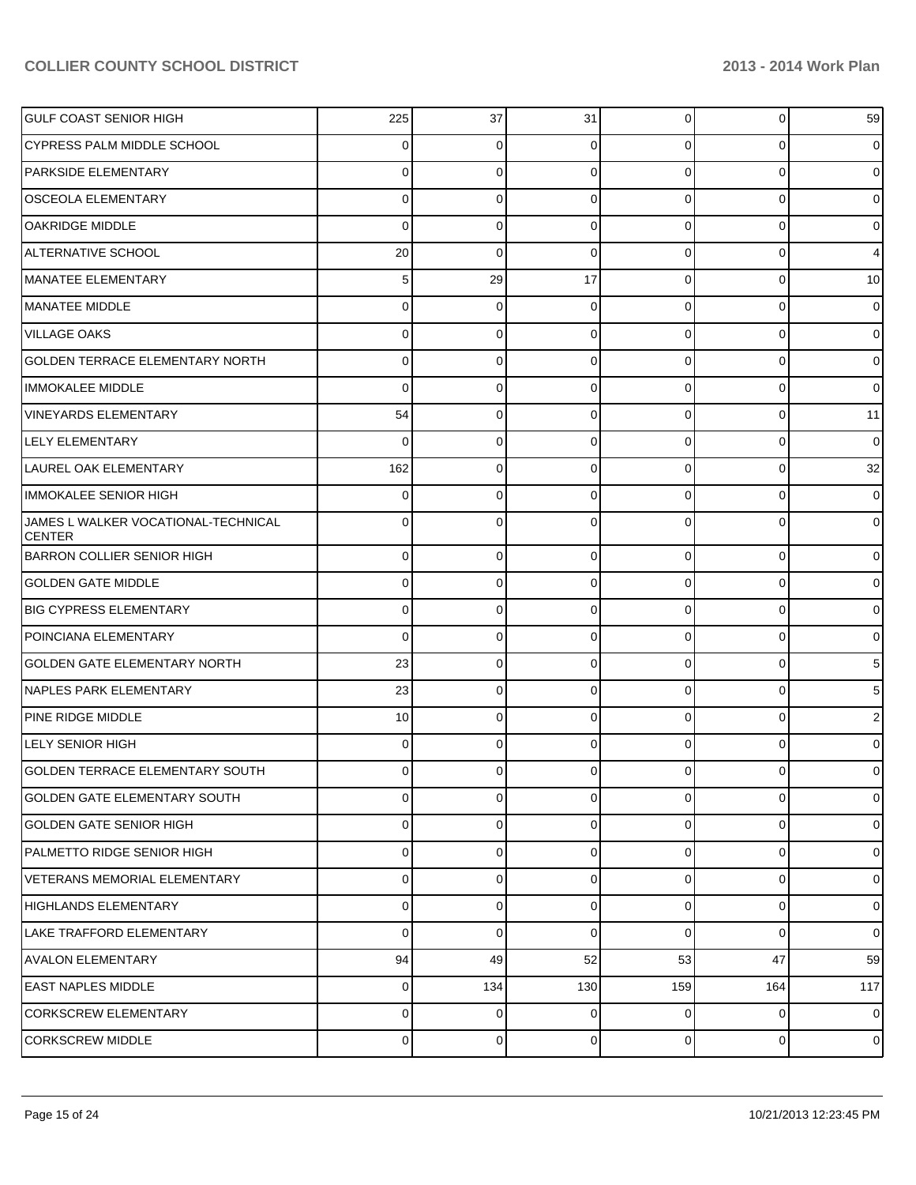| | | | | | | |
|---|---|---|---|---|---|---|
| GULF COAST SENIOR HIGH | 225 | 37 | 31 | 0 | 0 | 59 |
| CYPRESS PALM MIDDLE SCHOOL | 0 | 0 | 0 | 0 | 0 | 0 |
| PARKSIDE ELEMENTARY | 0 | 0 | 0 | 0 | 0 | 0 |
| OSCEOLA ELEMENTARY | 0 | 0 | 0 | 0 | 0 | 0 |
| OAKRIDGE MIDDLE | 0 | 0 | 0 | 0 | 0 | 0 |
| ALTERNATIVE SCHOOL | 20 | 0 | 0 | 0 | 0 | 4 |
| MANATEE ELEMENTARY | 5 | 29 | 17 | 0 | 0 | 10 |
| MANATEE MIDDLE | 0 | 0 | 0 | 0 | 0 | 0 |
| VILLAGE OAKS | 0 | 0 | 0 | 0 | 0 | 0 |
| GOLDEN TERRACE ELEMENTARY NORTH | 0 | 0 | 0 | 0 | 0 | 0 |
| IMMOKALEE MIDDLE | 0 | 0 | 0 | 0 | 0 | 0 |
| VINEYARDS ELEMENTARY | 54 | 0 | 0 | 0 | 0 | 11 |
| LELY ELEMENTARY | 0 | 0 | 0 | 0 | 0 | 0 |
| LAUREL OAK ELEMENTARY | 162 | 0 | 0 | 0 | 0 | 32 |
| IMMOKALEE SENIOR HIGH | 0 | 0 | 0 | 0 | 0 | 0 |
| JAMES L WALKER VOCATIONAL-TECHNICAL CENTER | 0 | 0 | 0 | 0 | 0 | 0 |
| BARRON COLLIER SENIOR HIGH | 0 | 0 | 0 | 0 | 0 | 0 |
| GOLDEN GATE MIDDLE | 0 | 0 | 0 | 0 | 0 | 0 |
| BIG CYPRESS ELEMENTARY | 0 | 0 | 0 | 0 | 0 | 0 |
| POINCIANA ELEMENTARY | 0 | 0 | 0 | 0 | 0 | 0 |
| GOLDEN GATE ELEMENTARY NORTH | 23 | 0 | 0 | 0 | 0 | 5 |
| NAPLES PARK ELEMENTARY | 23 | 0 | 0 | 0 | 0 | 5 |
| PINE RIDGE MIDDLE | 10 | 0 | 0 | 0 | 0 | 2 |
| LELY SENIOR HIGH | 0 | 0 | 0 | 0 | 0 | 0 |
| GOLDEN TERRACE ELEMENTARY SOUTH | 0 | 0 | 0 | 0 | 0 | 0 |
| GOLDEN GATE ELEMENTARY SOUTH | 0 | 0 | 0 | 0 | 0 | 0 |
| GOLDEN GATE SENIOR HIGH | 0 | 0 | 0 | 0 | 0 | 0 |
| PALMETTO RIDGE SENIOR HIGH | 0 | 0 | 0 | 0 | 0 | 0 |
| VETERANS MEMORIAL ELEMENTARY | 0 | 0 | 0 | 0 | 0 | 0 |
| HIGHLANDS ELEMENTARY | 0 | 0 | 0 | 0 | 0 | 0 |
| LAKE TRAFFORD ELEMENTARY | 0 | 0 | 0 | 0 | 0 | 0 |
| AVALON ELEMENTARY | 94 | 49 | 52 | 53 | 47 | 59 |
| EAST NAPLES MIDDLE | 0 | 134 | 130 | 159 | 164 | 117 |
| CORKSCREW ELEMENTARY | 0 | 0 | 0 | 0 | 0 | 0 |
| CORKSCREW MIDDLE | 0 | 0 | 0 | 0 | 0 | 0 |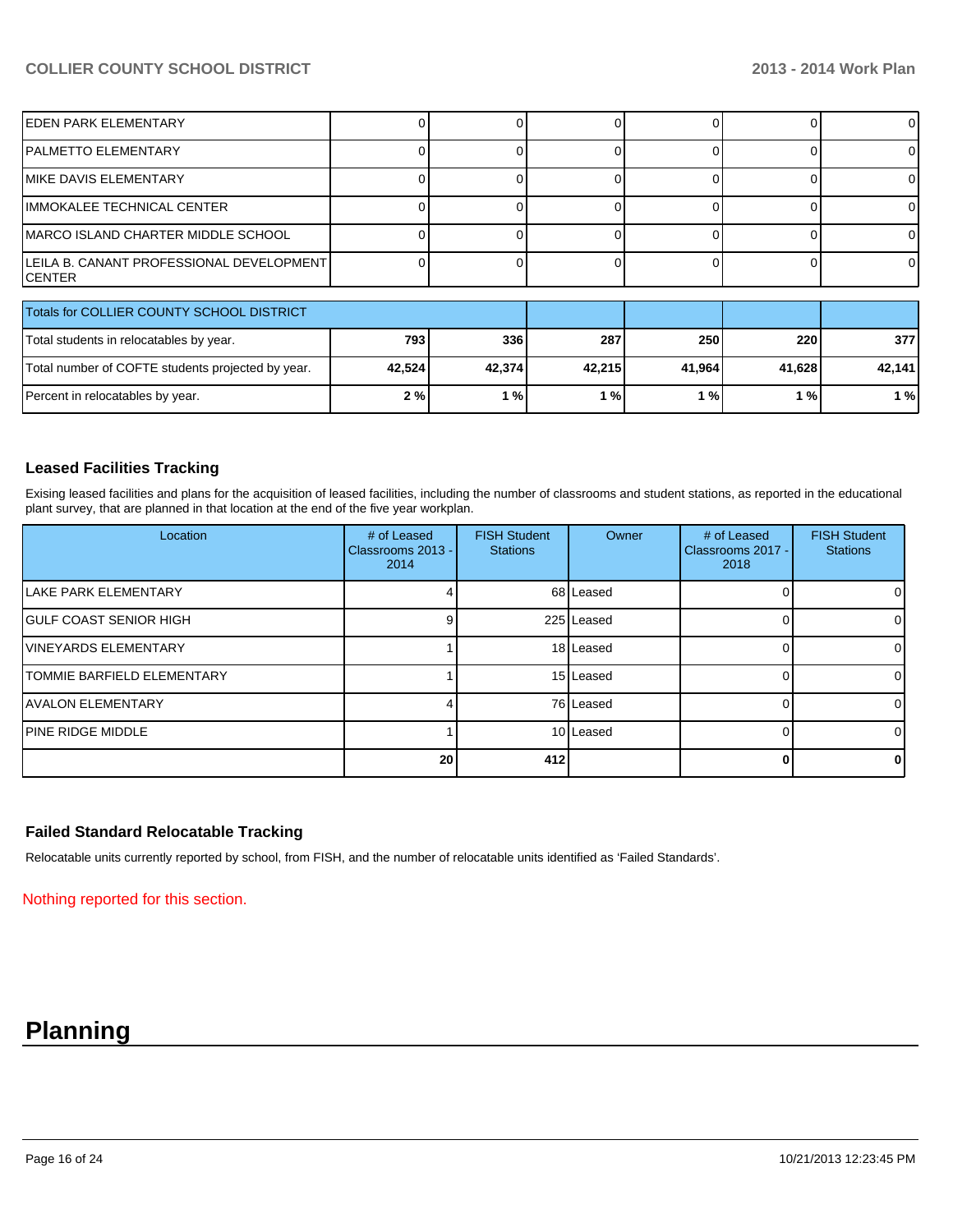| | | | | | | |
|---|---|---|---|---|---|---|
| EDEN PARK ELEMENTARY | 0 | 0 | 0 | 0 | 0 | 0 |
| PALMETTO ELEMENTARY | 0 | 0 | 0 | 0 | 0 | 0 |
| MIKE DAVIS ELEMENTARY | 0 | 0 | 0 | 0 | 0 | 0 |
| IMMOKALEE TECHNICAL CENTER | 0 | 0 | 0 | 0 | 0 | 0 |
| MARCO ISLAND CHARTER MIDDLE SCHOOL | 0 | 0 | 0 | 0 | 0 | 0 |
| LEILA B. CANANT PROFESSIONAL DEVELOPMENT CENTER | 0 | 0 | 0 | 0 | 0 | 0 |

| Totals for COLLIER COUNTY SCHOOL DISTRICT | | | | | | |
|---|---|---|---|---|---|---|
| Total students in relocatables by year. | **793** | **336** | **287** | **250** | **220** | **377** |
| Total number of COFTE students projected by year. | **42,524** | **42,374** | **42,215** | **41,964** | **41,628** | **42,141** |
| Percent in relocatables by year. | **2 %** | **1 %** | **1 %** | **1 %** | **1 %** | **1 %** |

### Leased Facilities Tracking

Exising leased facilities and plans for the acquisition of leased facilities, including the number of classrooms and student stations, as reported in the educational plant survey, that are planned in that location at the end of the five year workplan.

| Location | # of Leased Classrooms 2013 - 2014 | FISH Student Stations | Owner | # of Leased Classrooms 2017 - 2018 | FISH Student Stations |
|---|---|---|---|---|---|
| LAKE PARK ELEMENTARY | 4 | 68 | Leased | 0 | 0 |
| GULF COAST SENIOR HIGH | 9 | 225 | Leased | 0 | 0 |
| VINEYARDS ELEMENTARY | 1 | 18 | Leased | 0 | 0 |
| TOMMIE BARFIELD ELEMENTARY | 1 | 15 | Leased | 0 | 0 |
| AVALON ELEMENTARY | 4 | 76 | Leased | 0 | 0 |
| PINE RIDGE MIDDLE | 1 | 10 | Leased | 0 | 0 |
| | **20** | **412** | | **0** | **0** |

### Failed Standard Relocatable Tracking

Relocatable units currently reported by school, from FISH, and the number of relocatable units identified as 'Failed Standards'.

Nothing reported for this section.

# Planning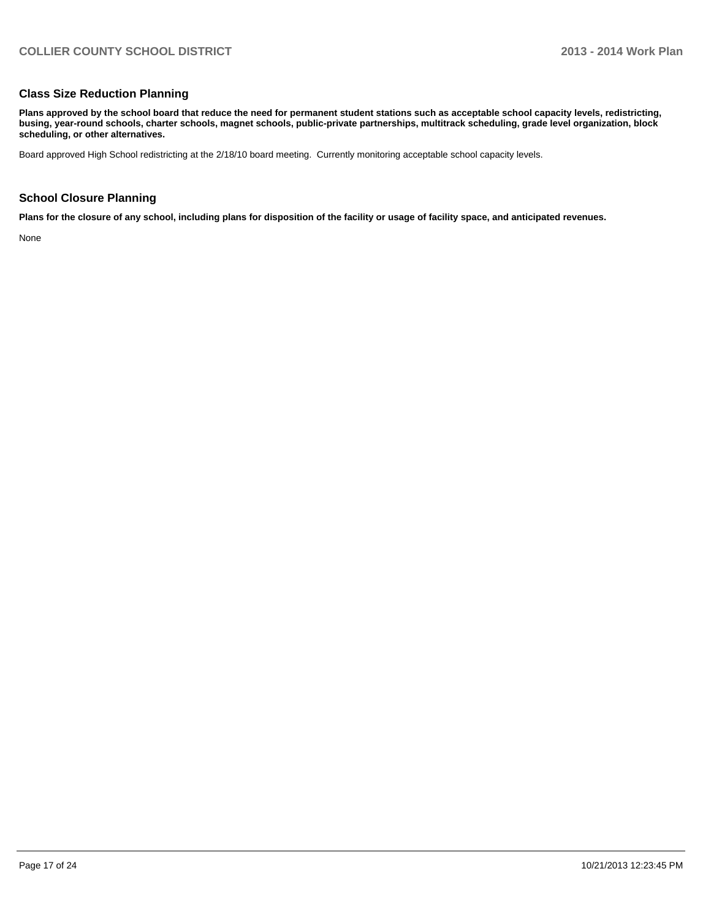## Class Size Reduction Planning

**Plans approved by the school board that reduce the need for permanent student stations such as acceptable school capacity levels, redistricting, busing, year-round schools, charter schools, magnet schools, public-private partnerships, multitrack scheduling, grade level organization, block scheduling, or other alternatives.**

Board approved High School redistricting at the 2/18/10 board meeting. Currently monitoring acceptable school capacity levels.

## School Closure Planning

**Plans for the closure of any school, including plans for disposition of the facility or usage of facility space, and anticipated revenues.**

None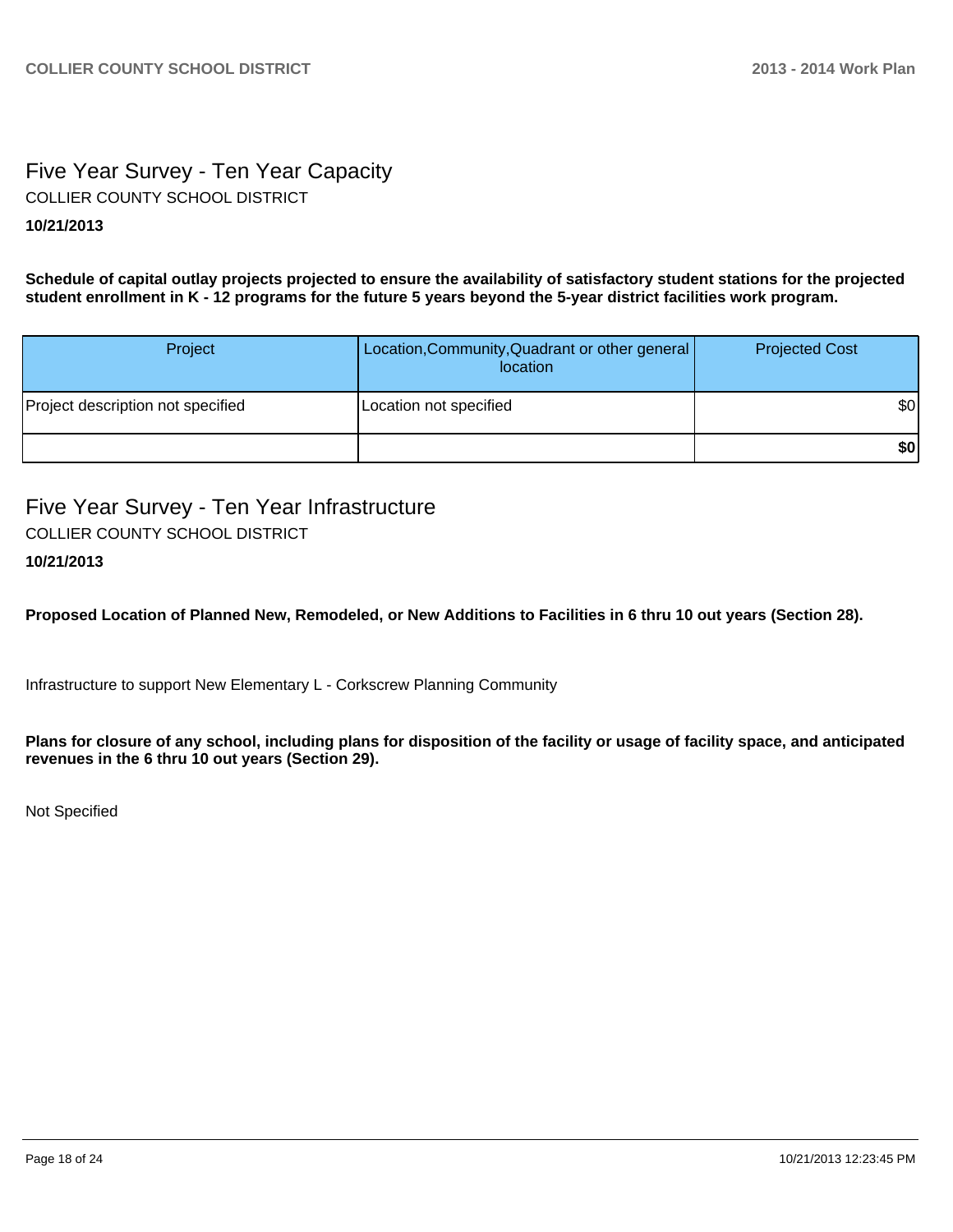## Five Year Survey - Ten Year Capacity

COLLIER COUNTY SCHOOL DISTRICT

**10/21/2013**

**Schedule of capital outlay projects projected to ensure the availability of satisfactory student stations for the projected student enrollment in K - 12 programs for the future 5 years beyond the 5-year district facilities work program.**

| Project | Location,Community,Quadrant or other general location | Projected Cost |
|---|---|---|
| Project description not specified | Location not specified | $0 |
| | | **$0** |

## Five Year Survey - Ten Year Infrastructure

COLLIER COUNTY SCHOOL DISTRICT

**10/21/2013**

**Proposed Location of Planned New, Remodeled, or New Additions to Facilities in 6 thru 10 out years (Section 28).**

Infrastructure to support New Elementary L - Corkscrew Planning Community

**Plans for closure of any school, including plans for disposition of the facility or usage of facility space, and anticipated revenues in the 6 thru 10 out years (Section 29).**

Not Specified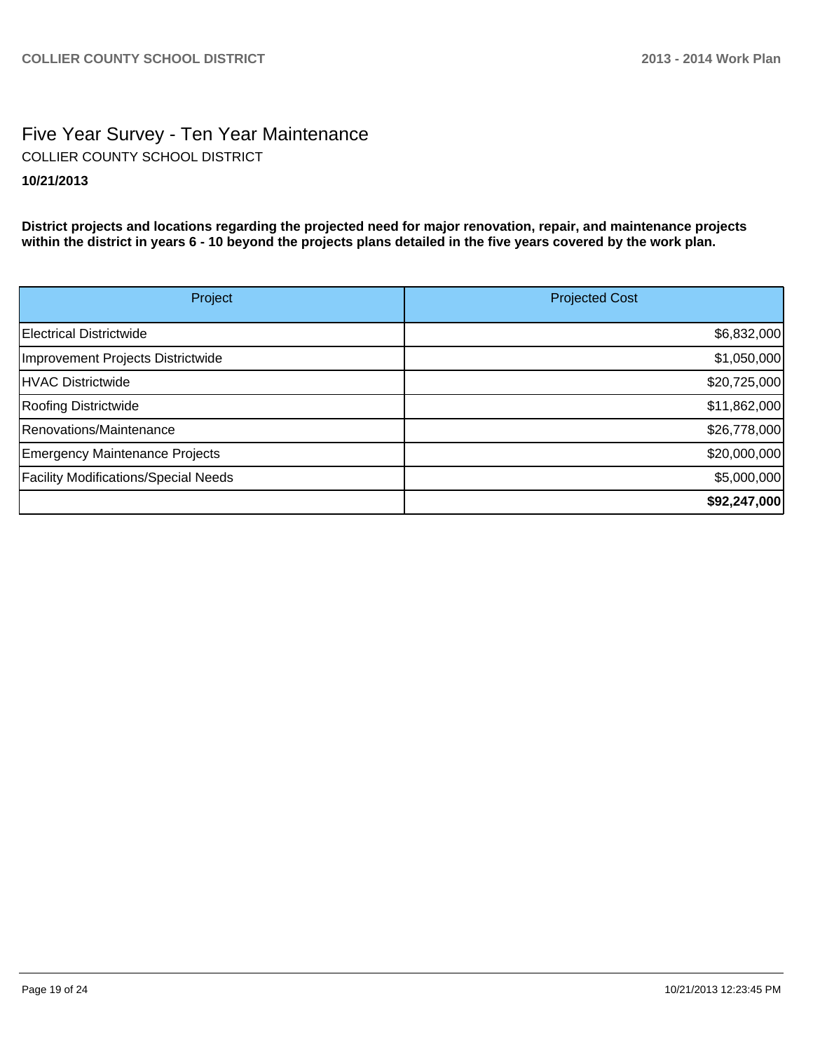# Five Year Survey - Ten Year Maintenance

COLLIER COUNTY SCHOOL DISTRICT

**10/21/2013**

**District projects and locations regarding the projected need for major renovation, repair, and maintenance projects within the district in years 6 - 10 beyond the projects plans detailed in the five years covered by the work plan.**

| Project | Projected Cost |
|---|---|
| Electrical Districtwide | $6,832,000 |
| Improvement Projects Districtwide | $1,050,000 |
| HVAC Districtwide | $20,725,000 |
| Roofing Districtwide | $11,862,000 |
| Renovations/Maintenance | $26,778,000 |
| Emergency Maintenance Projects | $20,000,000 |
| Facility Modifications/Special Needs | $5,000,000 |
| | **$92,247,000** |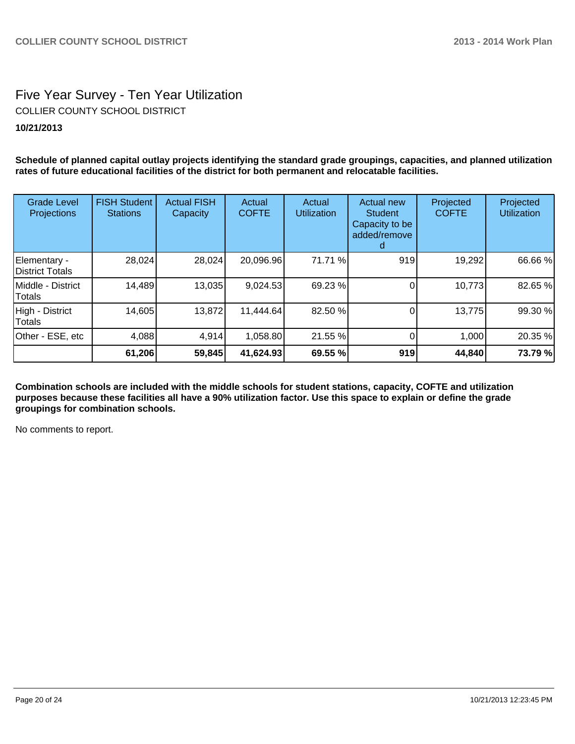# Five Year Survey - Ten Year Utilization

COLLIER COUNTY SCHOOL DISTRICT

**10/21/2013**

**Schedule of planned capital outlay projects identifying the standard grade groupings, capacities, and planned utilization rates of future educational facilities of the district for both permanent and relocatable facilities.**

| Grade Level Projections | FISH Student Stations | Actual FISH Capacity | Actual COFTE | Actual Utilization | Actual new Student Capacity to be added/removed | Projected COFTE | Projected Utilization |
|---|---|---|---|---|---|---|---|
| Elementary - District Totals | 28,024 | 28,024 | 20,096.96 | 71.71 % | 919 | 19,292 | 66.66 % |
| Middle - District Totals | 14,489 | 13,035 | 9,024.53 | 69.23 % | 0 | 10,773 | 82.65 % |
| High - District Totals | 14,605 | 13,872 | 11,444.64 | 82.50 % | 0 | 13,775 | 99.30 % |
| Other - ESE, etc | 4,088 | 4,914 | 1,058.80 | 21.55 % | 0 | 1,000 | 20.35 % |
| | **61,206** | **59,845** | **41,624.93** | **69.55 %** | **919** | **44,840** | **73.79 %** |

**Combination schools are included with the middle schools for student stations, capacity, COFTE and utilization purposes because these facilities all have a 90% utilization factor. Use this space to explain or define the grade groupings for combination schools.**

No comments to report.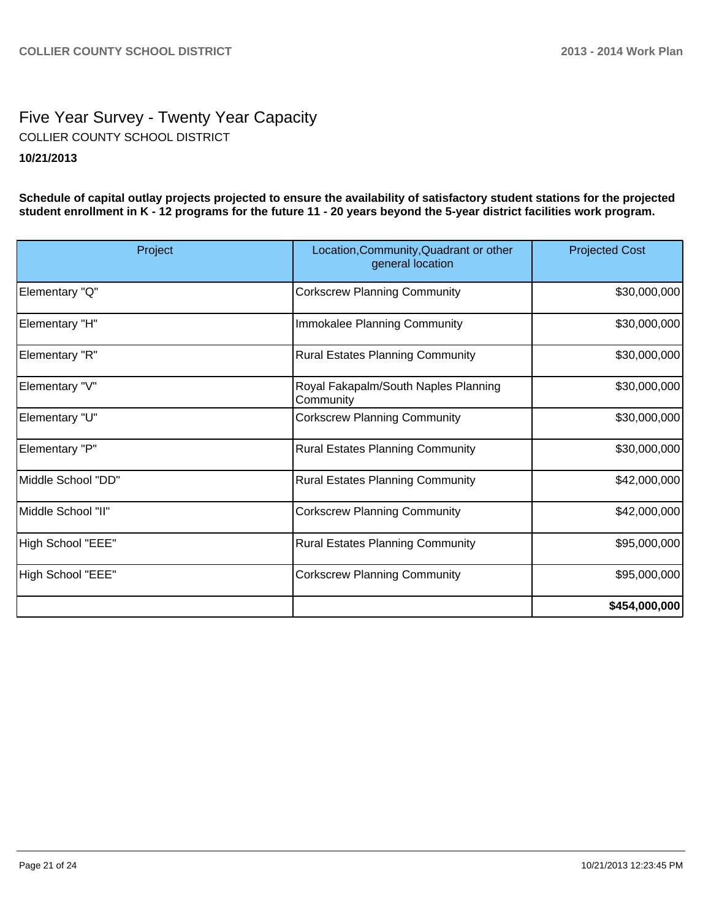# Five Year Survey - Twenty Year Capacity

COLLIER COUNTY SCHOOL DISTRICT

**10/21/2013**

**Schedule of capital outlay projects projected to ensure the availability of satisfactory student stations for the projected student enrollment in K - 12 programs for the future 11 - 20 years beyond the 5-year district facilities work program.**

| Project | Location,Community,Quadrant or other general location | Projected Cost |
|---|---|---:|
| Elementary "Q" | Corkscrew Planning Community | $30,000,000 |
| Elementary "H" | Immokalee Planning Community | $30,000,000 |
| Elementary "R" | Rural Estates Planning Community | $30,000,000 |
| Elementary "V" | Royal Fakapalm/South Naples Planning Community | $30,000,000 |
| Elementary "U" | Corkscrew Planning Community | $30,000,000 |
| Elementary "P" | Rural Estates Planning Community | $30,000,000 |
| Middle School "DD" | Rural Estates Planning Community | $42,000,000 |
| Middle School "II" | Corkscrew Planning Community | $42,000,000 |
| High School "EEE" | Rural Estates Planning Community | $95,000,000 |
| High School "EEE" | Corkscrew Planning Community | $95,000,000 |
| | | **$454,000,000** |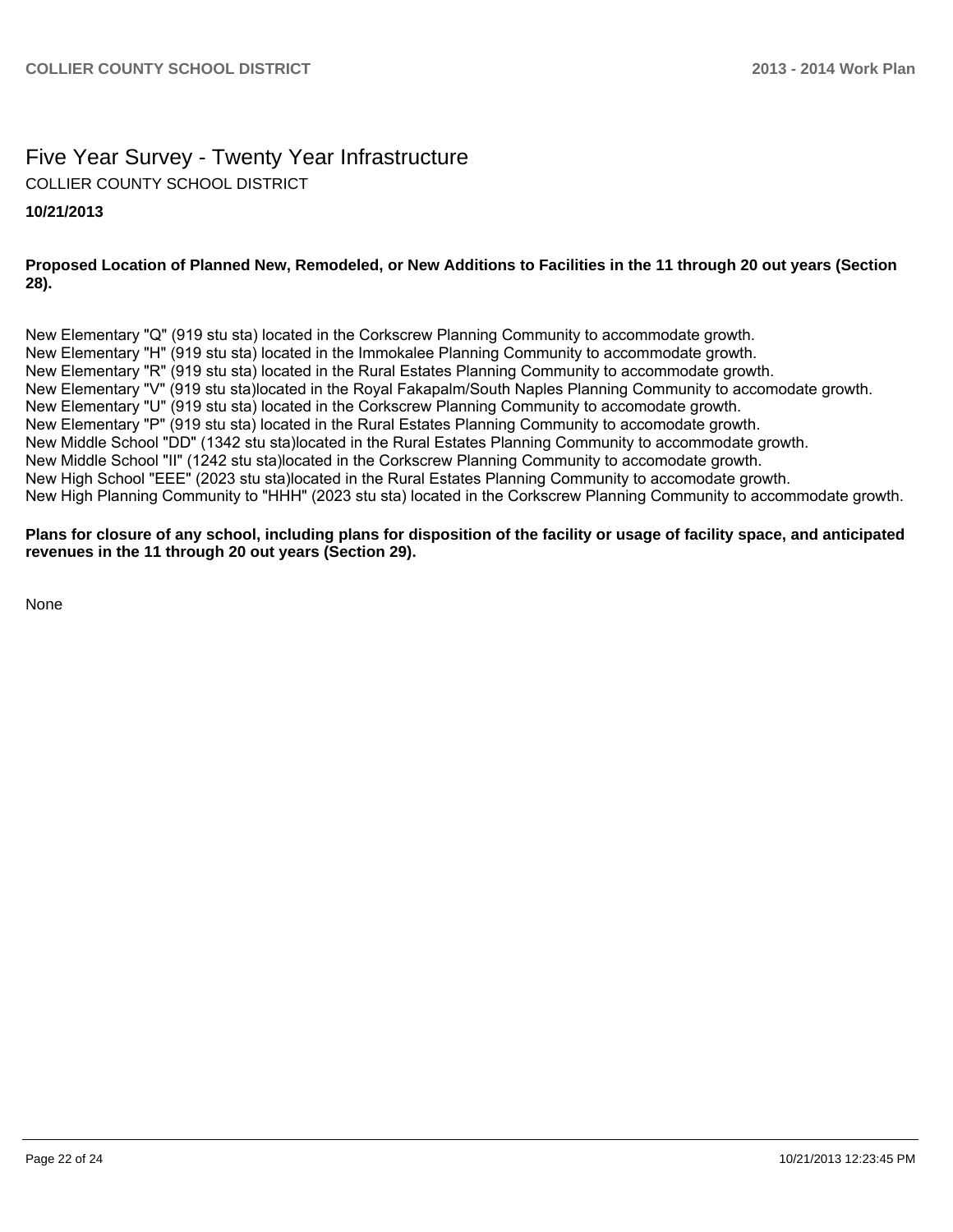# Five Year Survey - Twenty Year Infrastructure

COLLIER COUNTY SCHOOL DISTRICT

**10/21/2013**

**Proposed Location of Planned New, Remodeled, or New Additions to Facilities in the 11 through 20 out years (Section 28).**

New Elementary "Q" (919 stu sta) located in the Corkscrew Planning Community to accommodate growth.
New Elementary "H" (919 stu sta) located in the Immokalee Planning Community to accommodate growth.
New Elementary "R" (919 stu sta) located in the Rural Estates Planning Community to accommodate growth.
New Elementary "V" (919 stu sta)located in the Royal Fakapalm/South Naples Planning Community to accomodate growth.
New Elementary "U" (919 stu sta) located in the Corkscrew Planning Community to accomodate growth.
New Elementary "P" (919 stu sta) located in the Rural Estates Planning Community to accomodate growth.
New Middle School "DD" (1342 stu sta)located in the Rural Estates Planning Community to accommodate growth.
New Middle School "II" (1242 stu sta)located in the Corkscrew Planning Community to accomodate growth.
New High School "EEE" (2023 stu sta)located in the Rural Estates Planning Community to accomodate growth.
New High Planning Community to "HHH" (2023 stu sta) located in the Corkscrew Planning Community to accommodate growth.

**Plans for closure of any school, including plans for disposition of the facility or usage of facility space, and anticipated revenues in the 11 through 20 out years (Section 29).**

None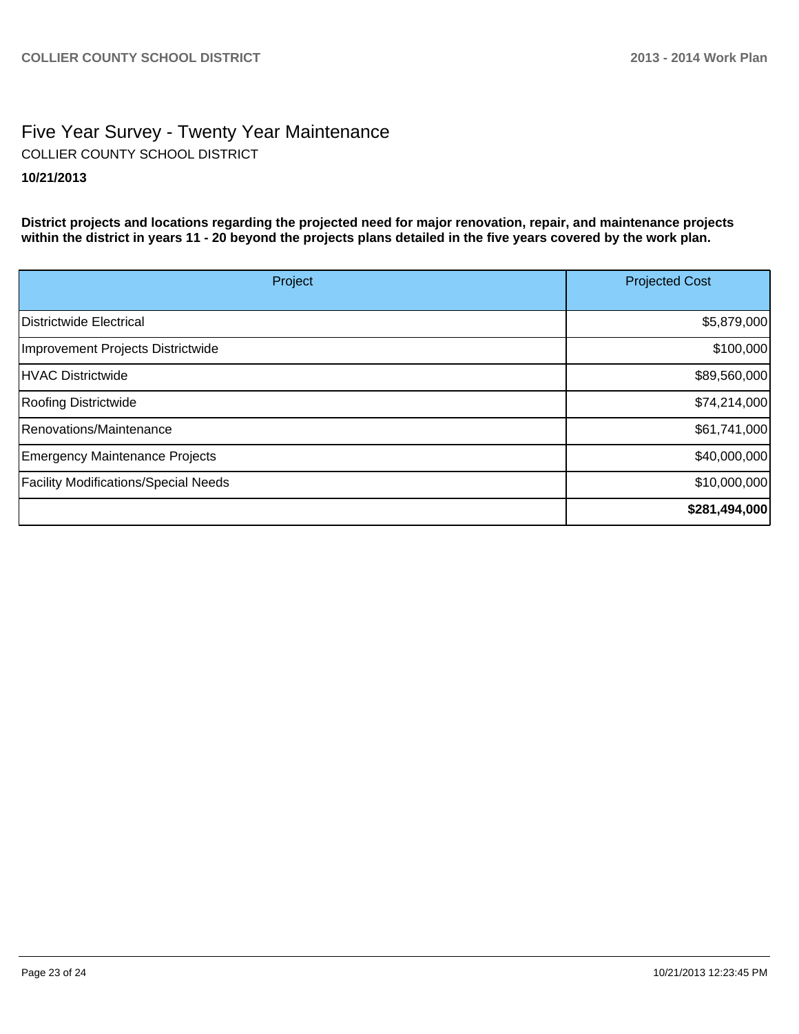# Five Year Survey - Twenty Year Maintenance

COLLIER COUNTY SCHOOL DISTRICT

**10/21/2013**

**District projects and locations regarding the projected need for major renovation, repair, and maintenance projects within the district in years 11 - 20 beyond the projects plans detailed in the five years covered by the work plan.**

| Project | Projected Cost |
|---|---|
| Districtwide Electrical | $5,879,000 |
| Improvement Projects Districtwide | $100,000 |
| HVAC Districtwide | $89,560,000 |
| Roofing Districtwide | $74,214,000 |
| Renovations/Maintenance | $61,741,000 |
| Emergency Maintenance Projects | $40,000,000 |
| Facility Modifications/Special Needs | $10,000,000 |
| | **$281,494,000** |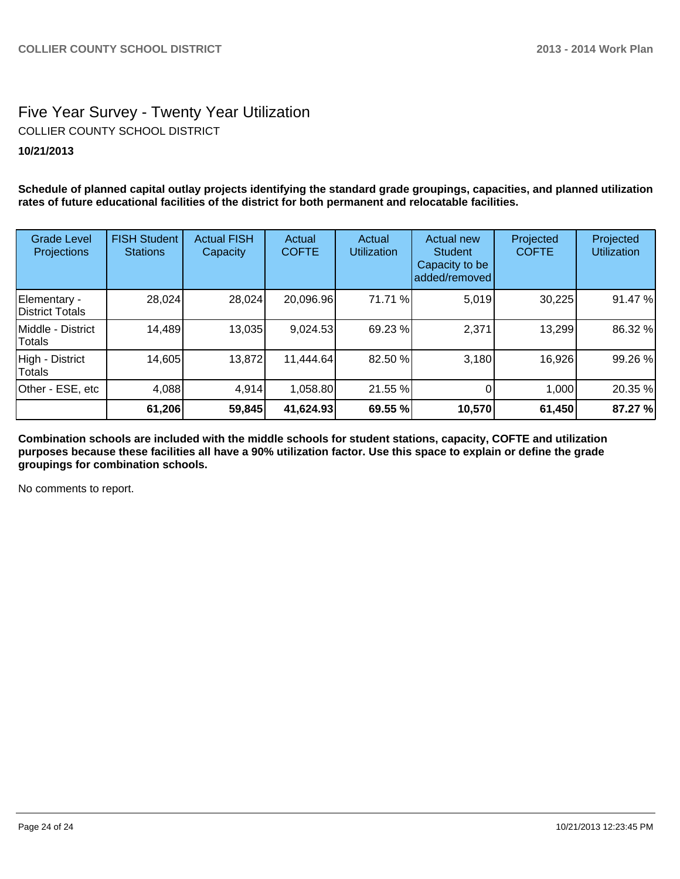# Five Year Survey - Twenty Year Utilization

COLLIER COUNTY SCHOOL DISTRICT

**10/21/2013**

**Schedule of planned capital outlay projects identifying the standard grade groupings, capacities, and planned utilization rates of future educational facilities of the district for both permanent and relocatable facilities.**

| Grade Level Projections | FISH Student Stations | Actual FISH Capacity | Actual COFTE | Actual Utilization | Actual new Student Capacity to be added/removed | Projected COFTE | Projected Utilization |
|---|---|---|---|---|---|---|---|
| Elementary - District Totals | 28,024 | 28,024 | 20,096.96 | 71.71 % | 5,019 | 30,225 | 91.47 % |
| Middle - District Totals | 14,489 | 13,035 | 9,024.53 | 69.23 % | 2,371 | 13,299 | 86.32 % |
| High - District Totals | 14,605 | 13,872 | 11,444.64 | 82.50 % | 3,180 | 16,926 | 99.26 % |
| Other - ESE, etc | 4,088 | 4,914 | 1,058.80 | 21.55 % | 0 | 1,000 | 20.35 % |
| | **61,206** | **59,845** | **41,624.93** | **69.55 %** | **10,570** | **61,450** | **87.27 %** |

**Combination schools are included with the middle schools for student stations, capacity, COFTE and utilization purposes because these facilities all have a 90% utilization factor. Use this space to explain or define the grade groupings for combination schools.**

No comments to report.